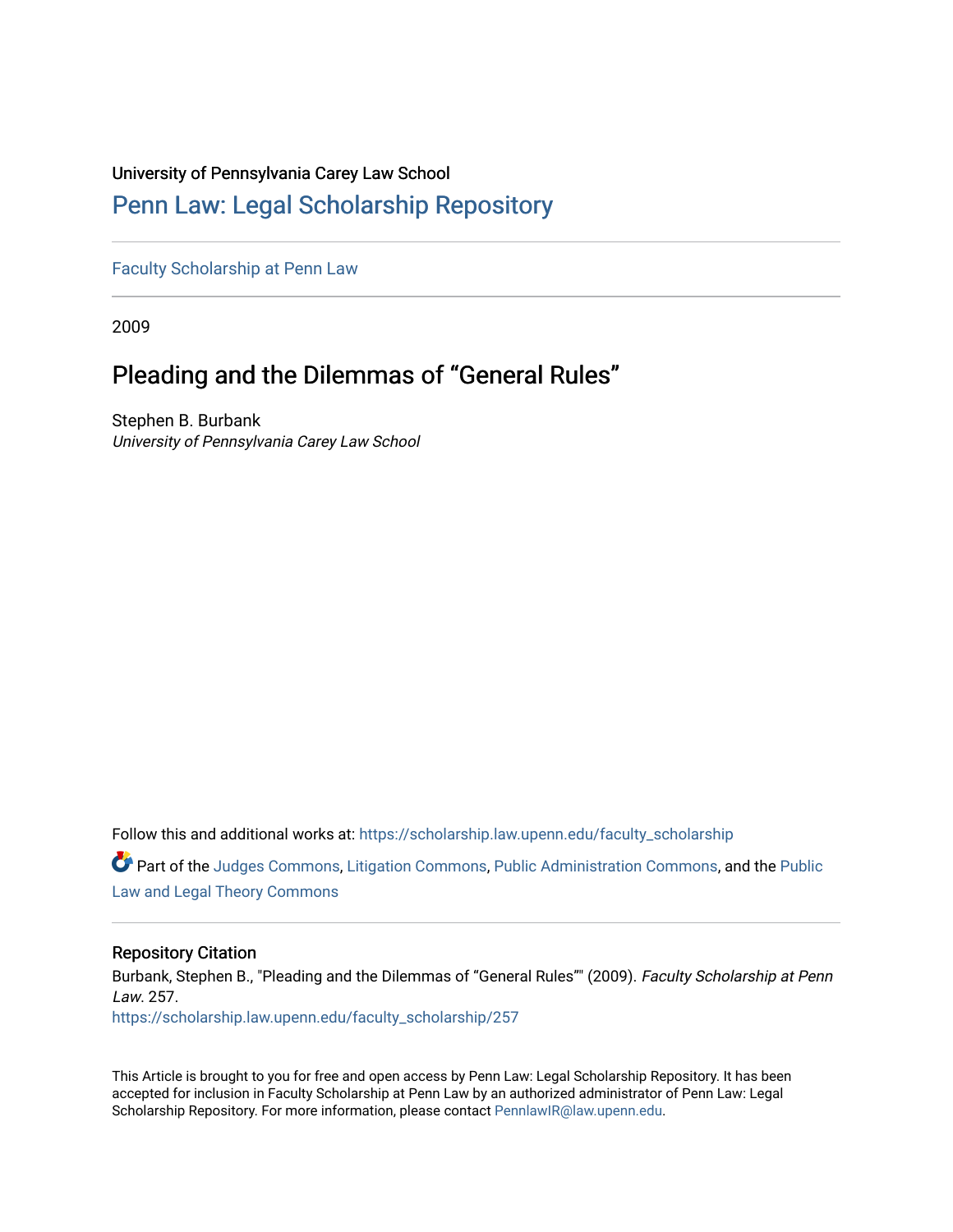University of Pennsylvania Carey Law School

# Penn Law: Legal Scholarship Repository

Faculty Scholarship at Penn Law

2009

## Pleading and the Dilemmas of "General Rules"

Stephen B. Burbank
*University of Pennsylvania Carey Law School*

Follow this and additional works at: https://scholarship.law.upenn.edu/faculty_scholarship

Part of the Judges Commons, Litigation Commons, Public Administration Commons, and the Public Law and Legal Theory Commons

### Repository Citation

Burbank, Stephen B., "Pleading and the Dilemmas of "General Rules"" (2009). *Faculty Scholarship at Penn Law*. 257.
https://scholarship.law.upenn.edu/faculty_scholarship/257

This Article is brought to you for free and open access by Penn Law: Legal Scholarship Repository. It has been accepted for inclusion in Faculty Scholarship at Penn Law by an authorized administrator of Penn Law: Legal Scholarship Repository. For more information, please contact PennlawIR@law.upenn.edu.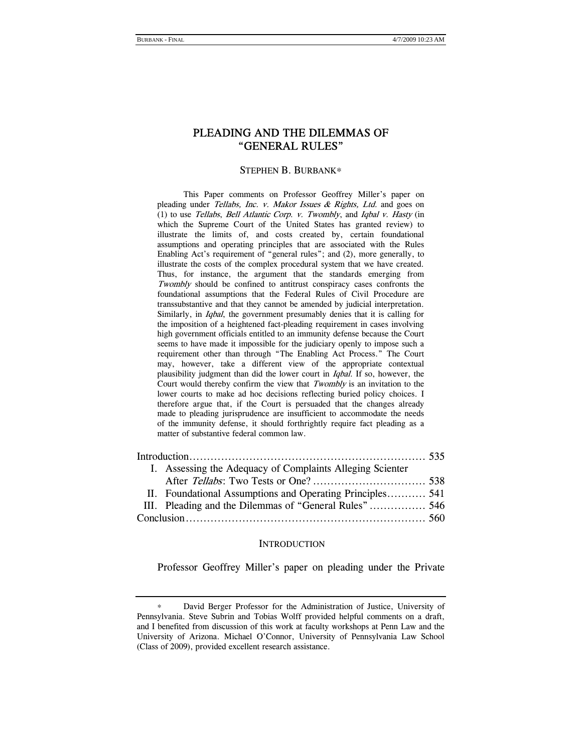# PLEADING AND THE DILEMMAS OF "GENERAL RULES"

STEPHEN B. BURBANK*

This Paper comments on Professor Geoffrey Miller's paper on pleading under *Tellabs, Inc. v. Makor Issues & Rights, Ltd.* and goes on (1) to use *Tellabs*, *Bell Atlantic Corp. v. Twombly*, and *Iqbal v. Hasty* (in which the Supreme Court of the United States has granted review) to illustrate the limits of, and costs created by, certain foundational assumptions and operating principles that are associated with the Rules Enabling Act's requirement of "general rules"; and (2), more generally, to illustrate the costs of the complex procedural system that we have created. Thus, for instance, the argument that the standards emerging from *Twombly* should be confined to antitrust conspiracy cases confronts the foundational assumptions that the Federal Rules of Civil Procedure are transsubstantive and that they cannot be amended by judicial interpretation. Similarly, in *Iqbal*, the government presumably denies that it is calling for the imposition of a heightened fact-pleading requirement in cases involving high government officials entitled to an immunity defense because the Court seems to have made it impossible for the judiciary openly to impose such a requirement other than through "The Enabling Act Process." The Court may, however, take a different view of the appropriate contextual plausibility judgment than did the lower court in *Iqbal*. If so, however, the Court would thereby confirm the view that *Twombly* is an invitation to the lower courts to make ad hoc decisions reflecting buried policy choices. I therefore argue that, if the Court is persuaded that the changes already made to pleading jurisprudence are insufficient to accommodate the needs of the immunity defense, it should forthrightly require fact pleading as a matter of substantive federal common law.

| | |
|---|---|
| Introduction | 535 |
| I. Assessing the Adequacy of Complaints Alleging Scienter After *Tellabs*: Two Tests or One? | 538 |
| II. Foundational Assumptions and Operating Principles | 541 |
| III. Pleading and the Dilemmas of "General Rules" | 546 |
| Conclusion | 560 |

## INTRODUCTION

Professor Geoffrey Miller's paper on pleading under the Private

---

\* David Berger Professor for the Administration of Justice, University of Pennsylvania. Steve Subrin and Tobias Wolff provided helpful comments on a draft, and I benefited from discussion of this work at faculty workshops at Penn Law and the University of Arizona. Michael O'Connor, University of Pennsylvania Law School (Class of 2009), provided excellent research assistance.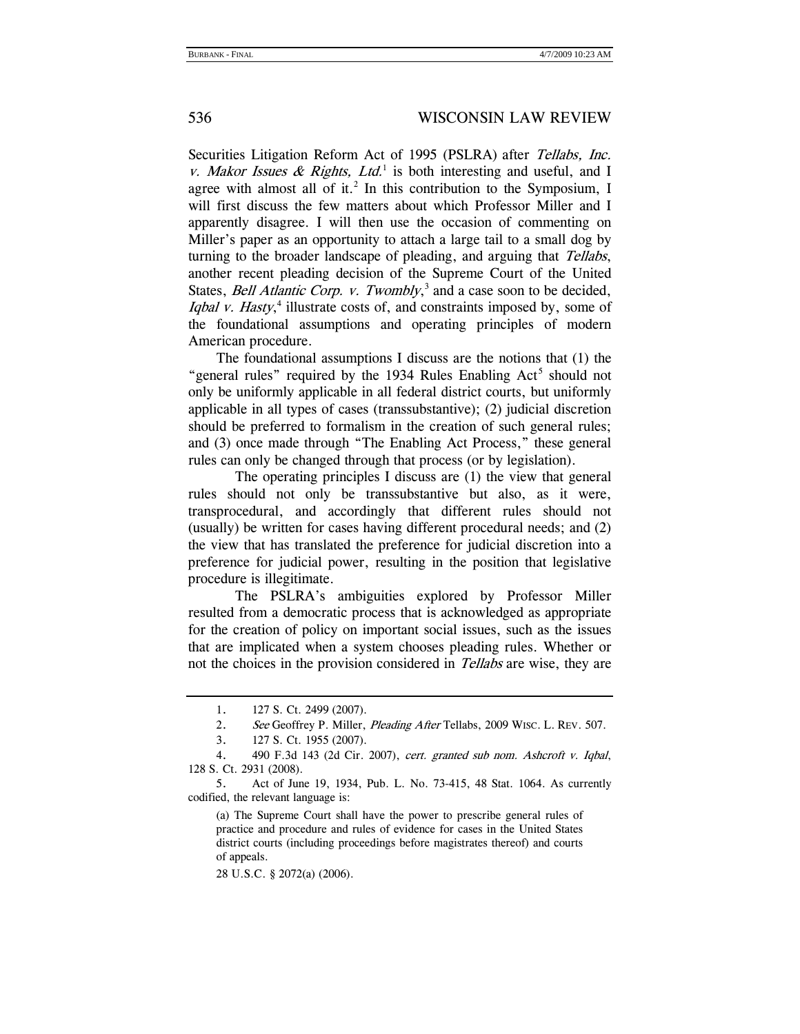Securities Litigation Reform Act of 1995 (PSLRA) after *Tellabs, Inc. v. Makor Issues & Rights, Ltd.*[1] is both interesting and useful, and I agree with almost all of it.[2] In this contribution to the Symposium, I will first discuss the few matters about which Professor Miller and I apparently disagree. I will then use the occasion of commenting on Miller's paper as an opportunity to attach a large tail to a small dog by turning to the broader landscape of pleading, and arguing that *Tellabs*, another recent pleading decision of the Supreme Court of the United States, *Bell Atlantic Corp. v. Twombly*,[3] and a case soon to be decided, *Iqbal v. Hasty*,[4] illustrate costs of, and constraints imposed by, some of the foundational assumptions and operating principles of modern American procedure.

The foundational assumptions I discuss are the notions that (1) the "general rules" required by the 1934 Rules Enabling Act[5] should not only be uniformly applicable in all federal district courts, but uniformly applicable in all types of cases (transsubstantive); (2) judicial discretion should be preferred to formalism in the creation of such general rules; and (3) once made through "The Enabling Act Process," these general rules can only be changed through that process (or by legislation).

The operating principles I discuss are (1) the view that general rules should not only be transsubstantive but also, as it were, transprocedural, and accordingly that different rules should not (usually) be written for cases having different procedural needs; and (2) the view that has translated the preference for judicial discretion into a preference for judicial power, resulting in the position that legislative procedure is illegitimate.

The PSLRA's ambiguities explored by Professor Miller resulted from a democratic process that is acknowledged as appropriate for the creation of policy on important social issues, such as the issues that are implicated when a system chooses pleading rules. Whether or not the choices in the provision considered in *Tellabs* are wise, they are

---

1. 127 S. Ct. 2499 (2007).

2. *See* Geoffrey P. Miller, *Pleading After* Tellabs, 2009 WISC. L. REV. 507.

3. 127 S. Ct. 1955 (2007).

4. 490 F.3d 143 (2d Cir. 2007), *cert. granted sub nom. Ashcroft v. Iqbal*, 128 S. Ct. 2931 (2008).

5. Act of June 19, 1934, Pub. L. No. 73-415, 48 Stat. 1064. As currently codified, the relevant language is:

> (a) The Supreme Court shall have the power to prescribe general rules of practice and procedure and rules of evidence for cases in the United States district courts (including proceedings before magistrates thereof) and courts of appeals.

28 U.S.C. § 2072(a) (2006).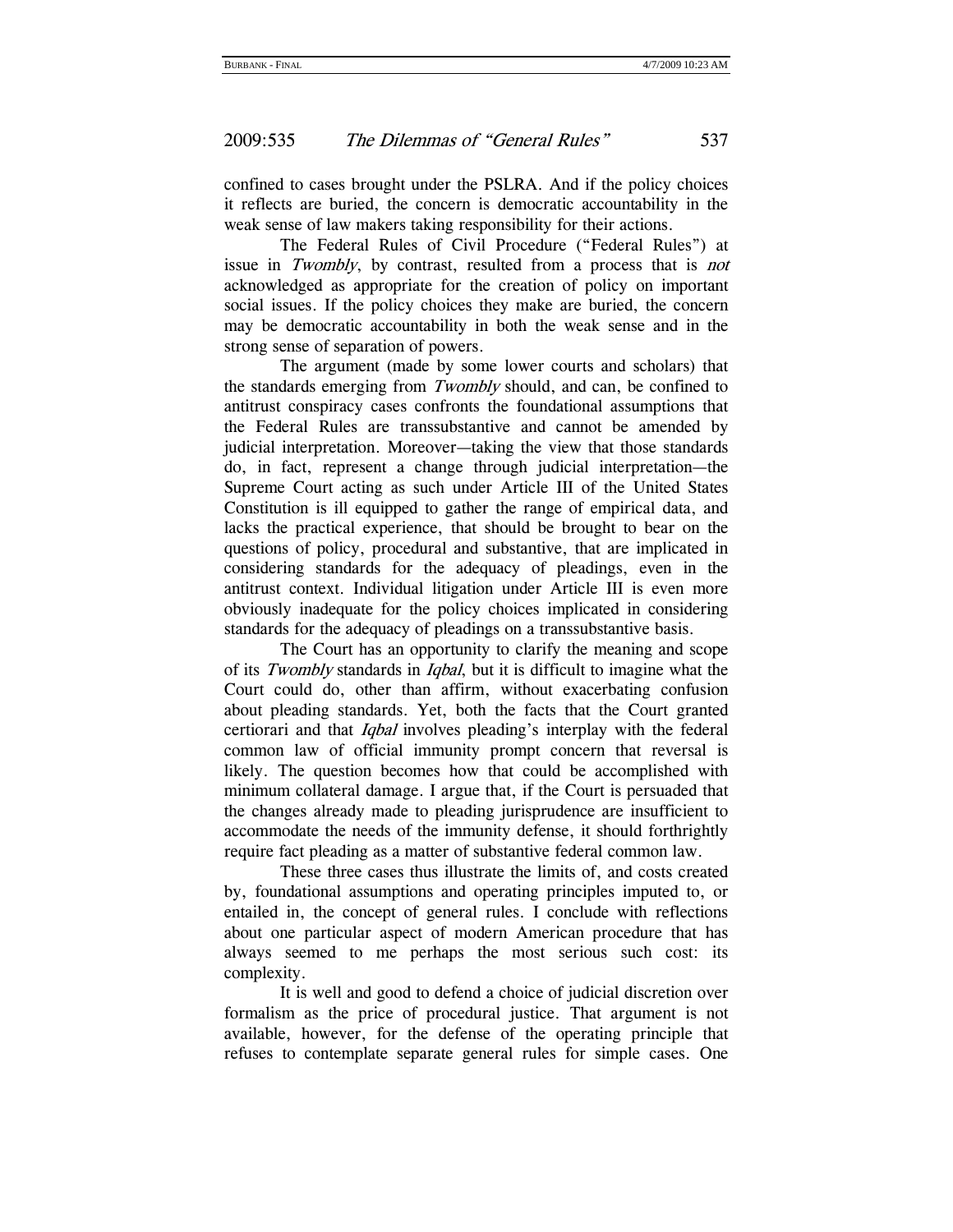confined to cases brought under the PSLRA. And if the policy choices it reflects are buried, the concern is democratic accountability in the weak sense of law makers taking responsibility for their actions.

The Federal Rules of Civil Procedure ("Federal Rules") at issue in *Twombly*, by contrast, resulted from a process that is *not* acknowledged as appropriate for the creation of policy on important social issues. If the policy choices they make are buried, the concern may be democratic accountability in both the weak sense and in the strong sense of separation of powers.

The argument (made by some lower courts and scholars) that the standards emerging from *Twombly* should, and can, be confined to antitrust conspiracy cases confronts the foundational assumptions that the Federal Rules are transsubstantive and cannot be amended by judicial interpretation. Moreover—taking the view that those standards do, in fact, represent a change through judicial interpretation—the Supreme Court acting as such under Article III of the United States Constitution is ill equipped to gather the range of empirical data, and lacks the practical experience, that should be brought to bear on the questions of policy, procedural and substantive, that are implicated in considering standards for the adequacy of pleadings, even in the antitrust context. Individual litigation under Article III is even more obviously inadequate for the policy choices implicated in considering standards for the adequacy of pleadings on a transsubstantive basis.

The Court has an opportunity to clarify the meaning and scope of its *Twombly* standards in *Iqbal*, but it is difficult to imagine what the Court could do, other than affirm, without exacerbating confusion about pleading standards. Yet, both the facts that the Court granted certiorari and that *Iqbal* involves pleading's interplay with the federal common law of official immunity prompt concern that reversal is likely. The question becomes how that could be accomplished with minimum collateral damage. I argue that, if the Court is persuaded that the changes already made to pleading jurisprudence are insufficient to accommodate the needs of the immunity defense, it should forthrightly require fact pleading as a matter of substantive federal common law.

These three cases thus illustrate the limits of, and costs created by, foundational assumptions and operating principles imputed to, or entailed in, the concept of general rules. I conclude with reflections about one particular aspect of modern American procedure that has always seemed to me perhaps the most serious such cost: its complexity.

It is well and good to defend a choice of judicial discretion over formalism as the price of procedural justice. That argument is not available, however, for the defense of the operating principle that refuses to contemplate separate general rules for simple cases. One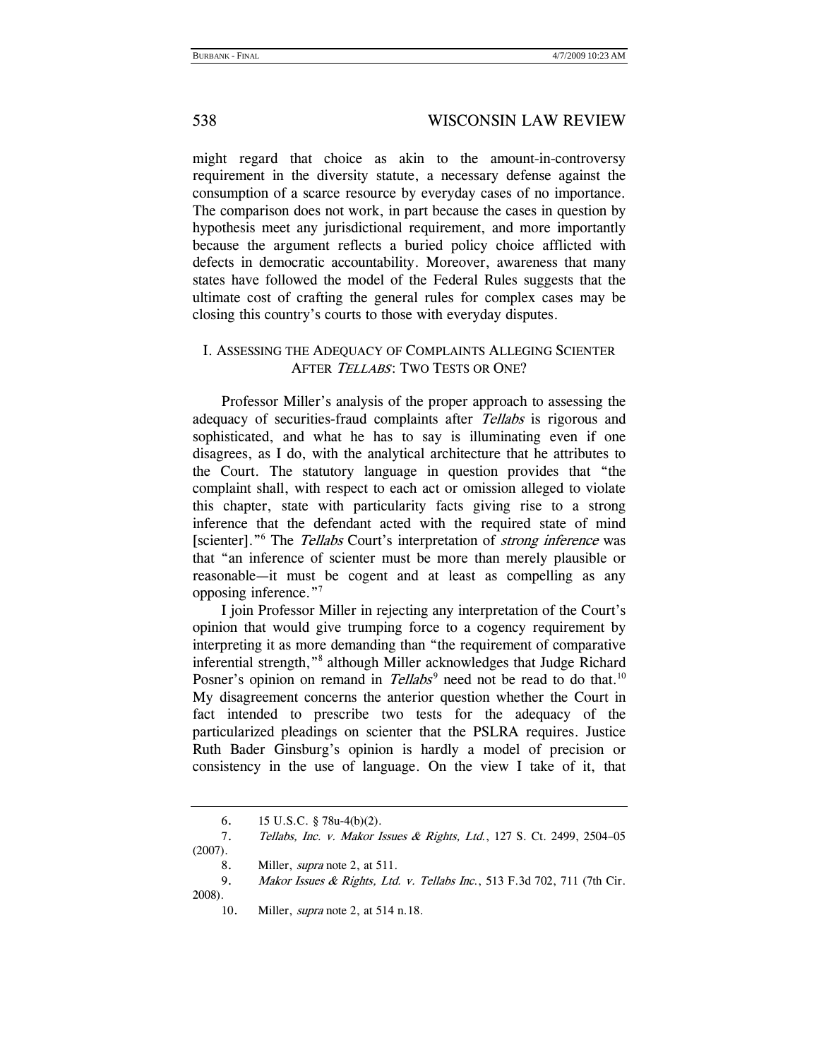might regard that choice as akin to the amount-in-controversy requirement in the diversity statute, a necessary defense against the consumption of a scarce resource by everyday cases of no importance. The comparison does not work, in part because the cases in question by hypothesis meet any jurisdictional requirement, and more importantly because the argument reflects a buried policy choice afflicted with defects in democratic accountability. Moreover, awareness that many states have followed the model of the Federal Rules suggests that the ultimate cost of crafting the general rules for complex cases may be closing this country's courts to those with everyday disputes.

## I. ASSESSING THE ADEQUACY OF COMPLAINTS ALLEGING SCIENTER AFTER *TELLABS*: TWO TESTS OR ONE?

Professor Miller's analysis of the proper approach to assessing the adequacy of securities-fraud complaints after *Tellabs* is rigorous and sophisticated, and what he has to say is illuminating even if one disagrees, as I do, with the analytical architecture that he attributes to the Court. The statutory language in question provides that "the complaint shall, with respect to each act or omission alleged to violate this chapter, state with particularity facts giving rise to a strong inference that the defendant acted with the required state of mind [scienter]."[6] The *Tellabs* Court's interpretation of *strong inference* was that "an inference of scienter must be more than merely plausible or reasonable—it must be cogent and at least as compelling as any opposing inference."[7]

I join Professor Miller in rejecting any interpretation of the Court's opinion that would give trumping force to a cogency requirement by interpreting it as more demanding than "the requirement of comparative inferential strength,"[8] although Miller acknowledges that Judge Richard Posner's opinion on remand in *Tellabs*[9] need not be read to do that.[10] My disagreement concerns the anterior question whether the Court in fact intended to prescribe two tests for the adequacy of the particularized pleadings on scienter that the PSLRA requires. Justice Ruth Bader Ginsburg's opinion is hardly a model of precision or consistency in the use of language. On the view I take of it, that

---

6. 15 U.S.C. § 78u-4(b)(2).

7. *Tellabs, Inc. v. Makor Issues & Rights, Ltd.*, 127 S. Ct. 2499, 2504–05 (2007).

8. Miller, *supra* note 2, at 511.

9. *Makor Issues & Rights, Ltd. v. Tellabs Inc.*, 513 F.3d 702, 711 (7th Cir. 2008).

10. Miller, *supra* note 2, at 514 n.18.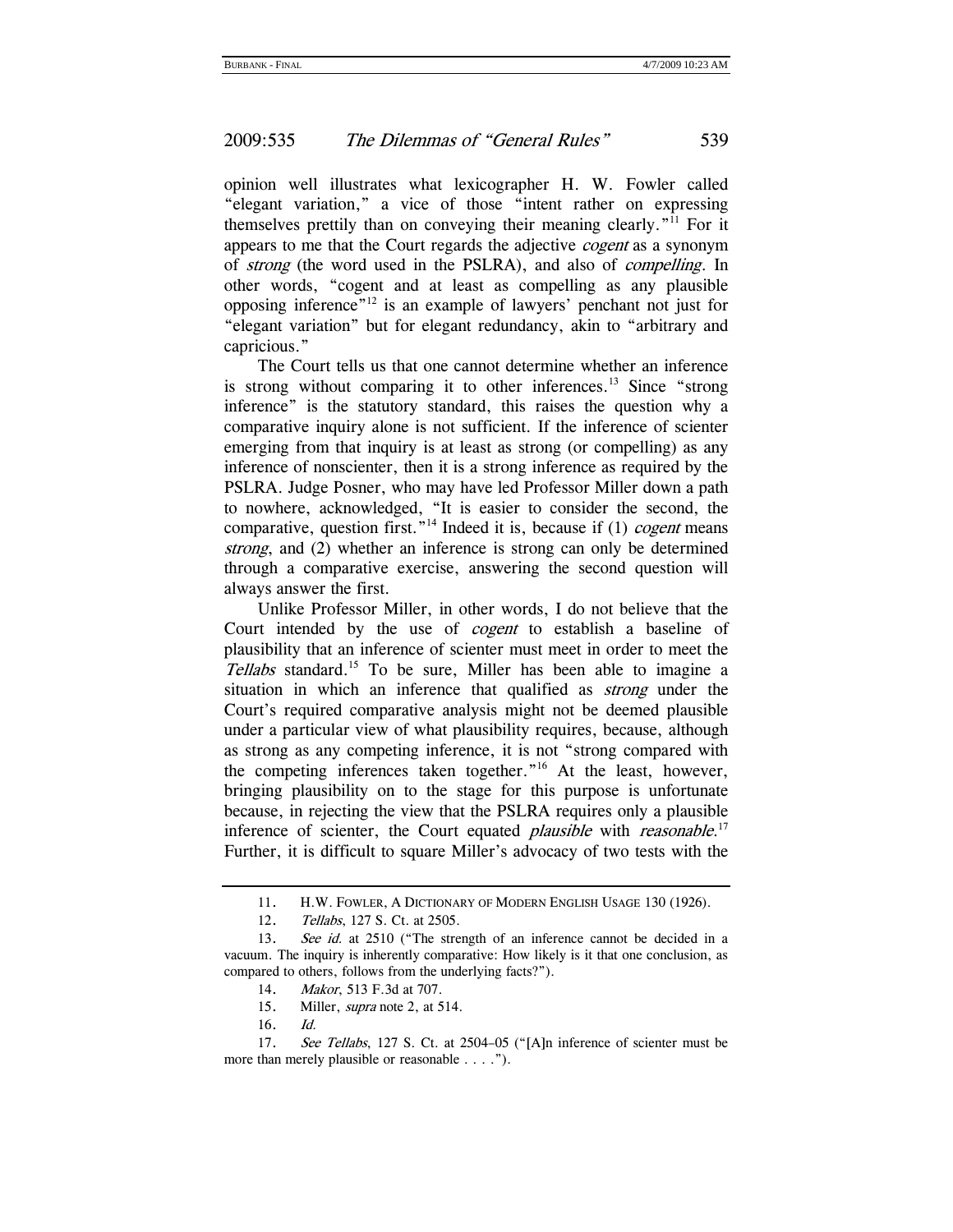opinion well illustrates what lexicographer H. W. Fowler called "elegant variation," a vice of those "intent rather on expressing themselves prettily than on conveying their meaning clearly."[11] For it appears to me that the Court regards the adjective *cogent* as a synonym of *strong* (the word used in the PSLRA), and also of *compelling*. In other words, "cogent and at least as compelling as any plausible opposing inference"[12] is an example of lawyers' penchant not just for "elegant variation" but for elegant redundancy, akin to "arbitrary and capricious."

The Court tells us that one cannot determine whether an inference is strong without comparing it to other inferences.[13] Since "strong inference" is the statutory standard, this raises the question why a comparative inquiry alone is not sufficient. If the inference of scienter emerging from that inquiry is at least as strong (or compelling) as any inference of nonscienter, then it is a strong inference as required by the PSLRA. Judge Posner, who may have led Professor Miller down a path to nowhere, acknowledged, "It is easier to consider the second, the comparative, question first."[14] Indeed it is, because if (1) *cogent* means *strong*, and (2) whether an inference is strong can only be determined through a comparative exercise, answering the second question will always answer the first.

Unlike Professor Miller, in other words, I do not believe that the Court intended by the use of *cogent* to establish a baseline of plausibility that an inference of scienter must meet in order to meet the *Tellabs* standard.[15] To be sure, Miller has been able to imagine a situation in which an inference that qualified as *strong* under the Court's required comparative analysis might not be deemed plausible under a particular view of what plausibility requires, because, although as strong as any competing inference, it is not "strong compared with the competing inferences taken together."[16] At the least, however, bringing plausibility on to the stage for this purpose is unfortunate because, in rejecting the view that the PSLRA requires only a plausible inference of scienter, the Court equated *plausible* with *reasonable*.[17] Further, it is difficult to square Miller's advocacy of two tests with the

---

11. H.W. FOWLER, A DICTIONARY OF MODERN ENGLISH USAGE 130 (1926).

12. *Tellabs*, 127 S. Ct. at 2505.

13. *See id.* at 2510 ("The strength of an inference cannot be decided in a vacuum. The inquiry is inherently comparative: How likely is it that one conclusion, as compared to others, follows from the underlying facts?").

14. *Makor*, 513 F.3d at 707.

15. Miller, *supra* note 2, at 514.

16. *Id.*

17. *See Tellabs*, 127 S. Ct. at 2504–05 ("[A]n inference of scienter must be more than merely plausible or reasonable . . . .").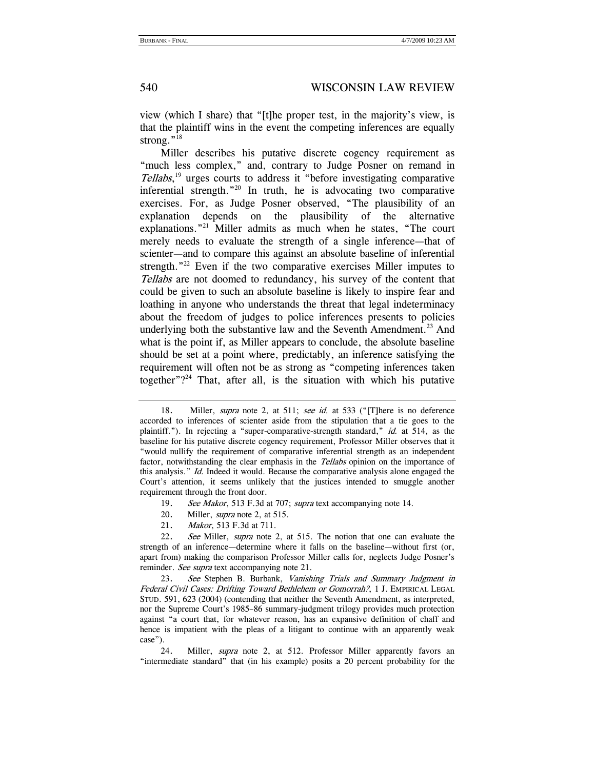view (which I share) that "[t]he proper test, in the majority's view, is that the plaintiff wins in the event the competing inferences are equally strong."[18]

Miller describes his putative discrete cogency requirement as "much less complex," and, contrary to Judge Posner on remand in *Tellabs*,[19] urges courts to address it "before investigating comparative inferential strength."[20] In truth, he is advocating two comparative exercises. For, as Judge Posner observed, "The plausibility of an explanation depends on the plausibility of the alternative explanations."[21] Miller admits as much when he states, "The court merely needs to evaluate the strength of a single inference—that of scienter—and to compare this against an absolute baseline of inferential strength."[22] Even if the two comparative exercises Miller imputes to *Tellabs* are not doomed to redundancy, his survey of the content that could be given to such an absolute baseline is likely to inspire fear and loathing in anyone who understands the threat that legal indeterminacy about the freedom of judges to police inferences presents to policies underlying both the substantive law and the Seventh Amendment.[23] And what is the point if, as Miller appears to conclude, the absolute baseline should be set at a point where, predictably, an inference satisfying the requirement will often not be as strong as "competing inferences taken together"?[24] That, after all, is the situation with which his putative

---

18. Miller, *supra* note 2, at 511; *see id.* at 533 ("[T]here is no deference accorded to inferences of scienter aside from the stipulation that a tie goes to the plaintiff."). In rejecting a "super-comparative-strength standard," *id.* at 514, as the baseline for his putative discrete cogency requirement, Professor Miller observes that it "would nullify the requirement of comparative inferential strength as an independent factor, notwithstanding the clear emphasis in the *Tellabs* opinion on the importance of this analysis." *Id.* Indeed it would. Because the comparative analysis alone engaged the Court's attention, it seems unlikely that the justices intended to smuggle another requirement through the front door.

19. *See Makor*, 513 F.3d at 707; *supra* text accompanying note 14.

20. Miller, *supra* note 2, at 515.

21. *Makor*, 513 F.3d at 711.

22. *See* Miller, *supra* note 2, at 515. The notion that one can evaluate the strength of an inference—determine where it falls on the baseline—without first (or, apart from) making the comparison Professor Miller calls for, neglects Judge Posner's reminder. *See supra* text accompanying note 21.

23. *See* Stephen B. Burbank, *Vanishing Trials and Summary Judgment in Federal Civil Cases: Drifting Toward Bethlehem or Gomorrah?*, 1 J. EMPIRICAL LEGAL STUD. 591, 623 (2004) (contending that neither the Seventh Amendment, as interpreted, nor the Supreme Court's 1985–86 summary-judgment trilogy provides much protection against "a court that, for whatever reason, has an expansive definition of chaff and hence is impatient with the pleas of a litigant to continue with an apparently weak case").

24. Miller, *supra* note 2, at 512. Professor Miller apparently favors an "intermediate standard" that (in his example) posits a 20 percent probability for the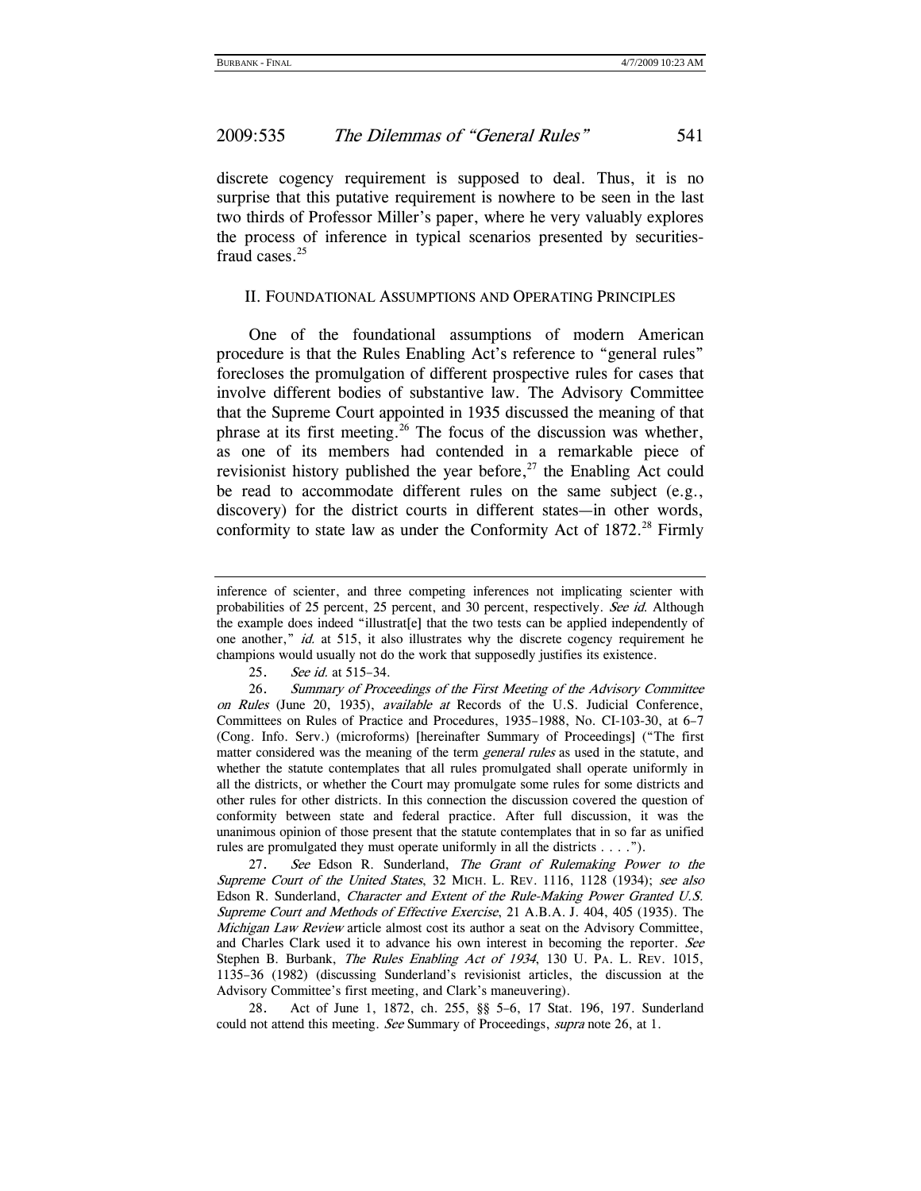discrete cogency requirement is supposed to deal. Thus, it is no surprise that this putative requirement is nowhere to be seen in the last two thirds of Professor Miller's paper, where he very valuably explores the process of inference in typical scenarios presented by securities-fraud cases.[25]

## II. Foundational Assumptions and Operating Principles

One of the foundational assumptions of modern American procedure is that the Rules Enabling Act's reference to "general rules" forecloses the promulgation of different prospective rules for cases that involve different bodies of substantive law. The Advisory Committee that the Supreme Court appointed in 1935 discussed the meaning of that phrase at its first meeting.[26] The focus of the discussion was whether, as one of its members had contended in a remarkable piece of revisionist history published the year before,[27] the Enabling Act could be read to accommodate different rules on the same subject (e.g., discovery) for the district courts in different states—in other words, conformity to state law as under the Conformity Act of 1872.[28] Firmly

---

inference of scienter, and three competing inferences not implicating scienter with probabilities of 25 percent, 25 percent, and 30 percent, respectively. *See id.* Although the example does indeed "illustrat[e] that the two tests can be applied independently of one another," *id.* at 515, it also illustrates why the discrete cogency requirement he champions would usually not do the work that supposedly justifies its existence.

25. *See id.* at 515–34.

26. *Summary of Proceedings of the First Meeting of the Advisory Committee on Rules* (June 20, 1935), *available at* Records of the U.S. Judicial Conference, Committees on Rules of Practice and Procedures, 1935–1988, No. CI-103-30, at 6–7 (Cong. Info. Serv.) (microforms) [hereinafter Summary of Proceedings] ("The first matter considered was the meaning of the term *general rules* as used in the statute, and whether the statute contemplates that all rules promulgated shall operate uniformly in all the districts, or whether the Court may promulgate some rules for some districts and other rules for other districts. In this connection the discussion covered the question of conformity between state and federal practice. After full discussion, it was the unanimous opinion of those present that the statute contemplates that in so far as unified rules are promulgated they must operate uniformly in all the districts . . . .").

27. *See* Edson R. Sunderland, *The Grant of Rulemaking Power to the Supreme Court of the United States*, 32 MICH. L. REV. 1116, 1128 (1934); *see also* Edson R. Sunderland, *Character and Extent of the Rule-Making Power Granted U.S. Supreme Court and Methods of Effective Exercise*, 21 A.B.A. J. 404, 405 (1935). The *Michigan Law Review* article almost cost its author a seat on the Advisory Committee, and Charles Clark used it to advance his own interest in becoming the reporter. *See* Stephen B. Burbank, *The Rules Enabling Act of 1934*, 130 U. PA. L. REV. 1015, 1135–36 (1982) (discussing Sunderland's revisionist articles, the discussion at the Advisory Committee's first meeting, and Clark's maneuvering).

28. Act of June 1, 1872, ch. 255, §§ 5–6, 17 Stat. 196, 197. Sunderland could not attend this meeting. *See* Summary of Proceedings, *supra* note 26, at 1.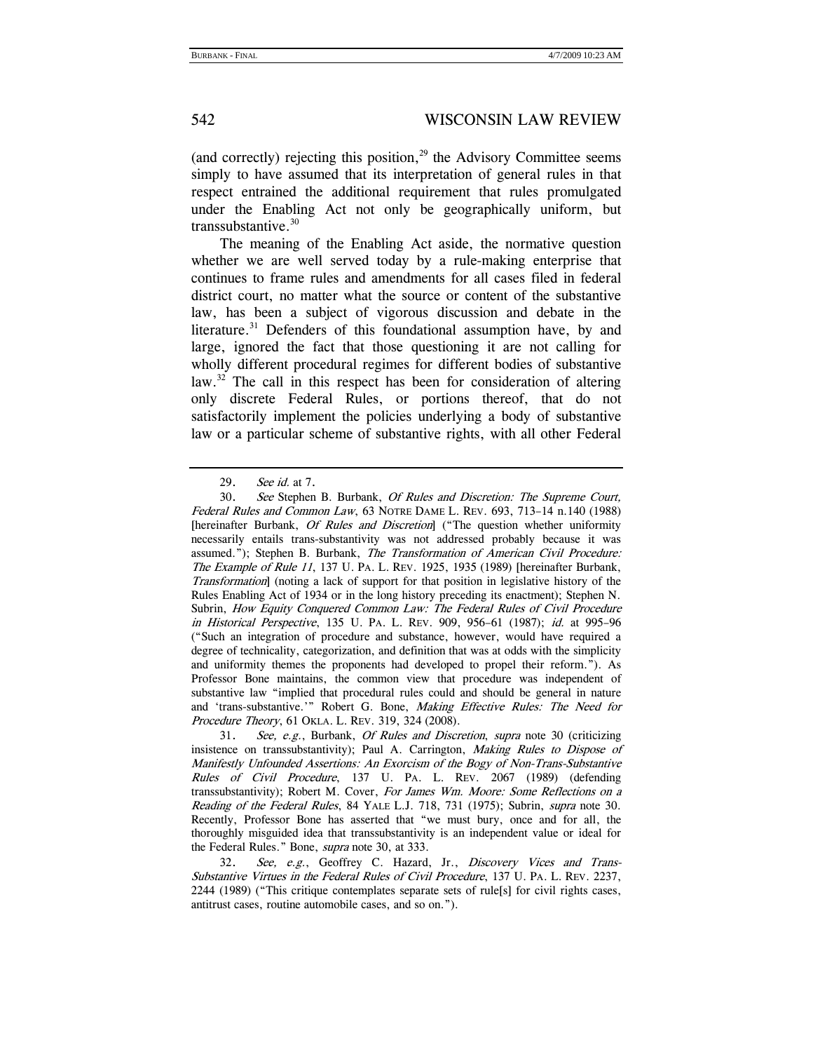(and correctly) rejecting this position,[29] the Advisory Committee seems simply to have assumed that its interpretation of general rules in that respect entrained the additional requirement that rules promulgated under the Enabling Act not only be geographically uniform, but transsubstantive.[30]

The meaning of the Enabling Act aside, the normative question whether we are well served today by a rule-making enterprise that continues to frame rules and amendments for all cases filed in federal district court, no matter what the source or content of the substantive law, has been a subject of vigorous discussion and debate in the literature.[31] Defenders of this foundational assumption have, by and large, ignored the fact that those questioning it are not calling for wholly different procedural regimes for different bodies of substantive law.[32] The call in this respect has been for consideration of altering only discrete Federal Rules, or portions thereof, that do not satisfactorily implement the policies underlying a body of substantive law or a particular scheme of substantive rights, with all other Federal

---

29. *See id.* at 7.

30. *See* Stephen B. Burbank, *Of Rules and Discretion: The Supreme Court, Federal Rules and Common Law*, 63 NOTRE DAME L. REV. 693, 713–14 n.140 (1988) [hereinafter Burbank, *Of Rules and Discretion*] ("The question whether uniformity necessarily entails trans-substantivity was not addressed probably because it was assumed."); Stephen B. Burbank, *The Transformation of American Civil Procedure: The Example of Rule 11*, 137 U. PA. L. REV. 1925, 1935 (1989) [hereinafter Burbank, *Transformation*] (noting a lack of support for that position in legislative history of the Rules Enabling Act of 1934 or in the long history preceding its enactment); Stephen N. Subrin, *How Equity Conquered Common Law: The Federal Rules of Civil Procedure in Historical Perspective*, 135 U. PA. L. REV. 909, 956–61 (1987); *id.* at 995–96 ("Such an integration of procedure and substance, however, would have required a degree of technicality, categorization, and definition that was at odds with the simplicity and uniformity themes the proponents had developed to propel their reform."). As Professor Bone maintains, the common view that procedure was independent of substantive law "implied that procedural rules could and should be general in nature and 'trans-substantive.'" Robert G. Bone, *Making Effective Rules: The Need for Procedure Theory*, 61 OKLA. L. REV. 319, 324 (2008).

31. *See, e.g.*, Burbank, *Of Rules and Discretion*, *supra* note 30 (criticizing insistence on transsubstantivity); Paul A. Carrington, *Making Rules to Dispose of Manifestly Unfounded Assertions: An Exorcism of the Bogy of Non-Trans-Substantive Rules of Civil Procedure*, 137 U. PA. L. REV. 2067 (1989) (defending transsubstantivity); Robert M. Cover, *For James Wm. Moore: Some Reflections on a Reading of the Federal Rules*, 84 YALE L.J. 718, 731 (1975); Subrin, *supra* note 30. Recently, Professor Bone has asserted that "we must bury, once and for all, the thoroughly misguided idea that transsubstantivity is an independent value or ideal for the Federal Rules." Bone, *supra* note 30, at 333.

32. *See, e.g.*, Geoffrey C. Hazard, Jr., *Discovery Vices and Trans-Substantive Virtues in the Federal Rules of Civil Procedure*, 137 U. PA. L. REV. 2237, 2244 (1989) ("This critique contemplates separate sets of rule[s] for civil rights cases, antitrust cases, routine automobile cases, and so on.").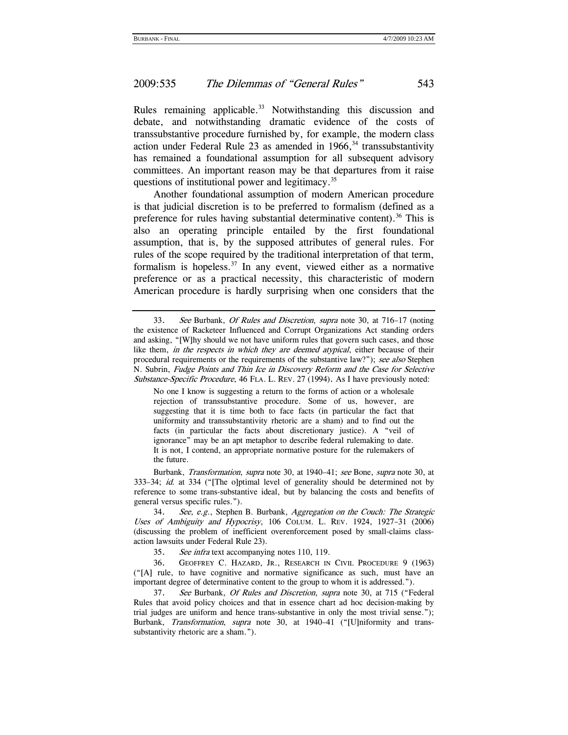Rules remaining applicable.[33] Notwithstanding this discussion and debate, and notwithstanding dramatic evidence of the costs of transsubstantive procedure furnished by, for example, the modern class action under Federal Rule 23 as amended in 1966,[34] transsubstantivity has remained a foundational assumption for all subsequent advisory committees. An important reason may be that departures from it raise questions of institutional power and legitimacy.[35]

Another foundational assumption of modern American procedure is that judicial discretion is to be preferred to formalism (defined as a preference for rules having substantial determinative content).[36] This is also an operating principle entailed by the first foundational assumption, that is, by the supposed attributes of general rules. For rules of the scope required by the traditional interpretation of that term, formalism is hopeless.[37] In any event, viewed either as a normative preference or as a practical necessity, this characteristic of modern American procedure is hardly surprising when one considers that the

---

33. *See* Burbank, *Of Rules and Discretion*, *supra* note 30, at 716–17 (noting the existence of Racketeer Influenced and Corrupt Organizations Act standing orders and asking, "[W]hy should we not have uniform rules that govern such cases, and those like them, *in the respects in which they are deemed atypical*, either because of their procedural requirements or the requirements of the substantive law?"); *see also* Stephen N. Subrin, *Fudge Points and Thin Ice in Discovery Reform and the Case for Selective Substance-Specific Procedure*, 46 FLA. L. REV. 27 (1994). As I have previously noted:

> No one I know is suggesting a return to the forms of action or a wholesale rejection of transsubstantive procedure. Some of us, however, are suggesting that it is time both to face facts (in particular the fact that uniformity and transsubstantivity rhetoric are a sham) and to find out the facts (in particular the facts about discretionary justice). A "veil of ignorance" may be an apt metaphor to describe federal rulemaking to date. It is not, I contend, an appropriate normative posture for the rulemakers of the future.

Burbank, *Transformation*, *supra* note 30, at 1940–41; *see* Bone, *supra* note 30, at 333–34; *id.* at 334 ("[The o]ptimal level of generality should be determined not by reference to some trans-substantive ideal, but by balancing the costs and benefits of general versus specific rules.").

34. *See, e.g.*, Stephen B. Burbank, *Aggregation on the Couch: The Strategic Uses of Ambiguity and Hypocrisy*, 106 COLUM. L. REV. 1924, 1927–31 (2006) (discussing the problem of inefficient overenforcement posed by small-claims class-action lawsuits under Federal Rule 23).

35. *See infra* text accompanying notes 110, 119.

36. GEOFFREY C. HAZARD, JR., RESEARCH IN CIVIL PROCEDURE 9 (1963) ("[A] rule, to have cognitive and normative significance as such, must have an important degree of determinative content to the group to whom it is addressed.").

37. *See* Burbank, *Of Rules and Discretion*, *supra* note 30, at 715 ("Federal Rules that avoid policy choices and that in essence chart ad hoc decision-making by trial judges are uniform and hence trans-substantive in only the most trivial sense."); Burbank, *Transformation*, *supra* note 30, at 1940–41 ("[U]niformity and trans-substantivity rhetoric are a sham.").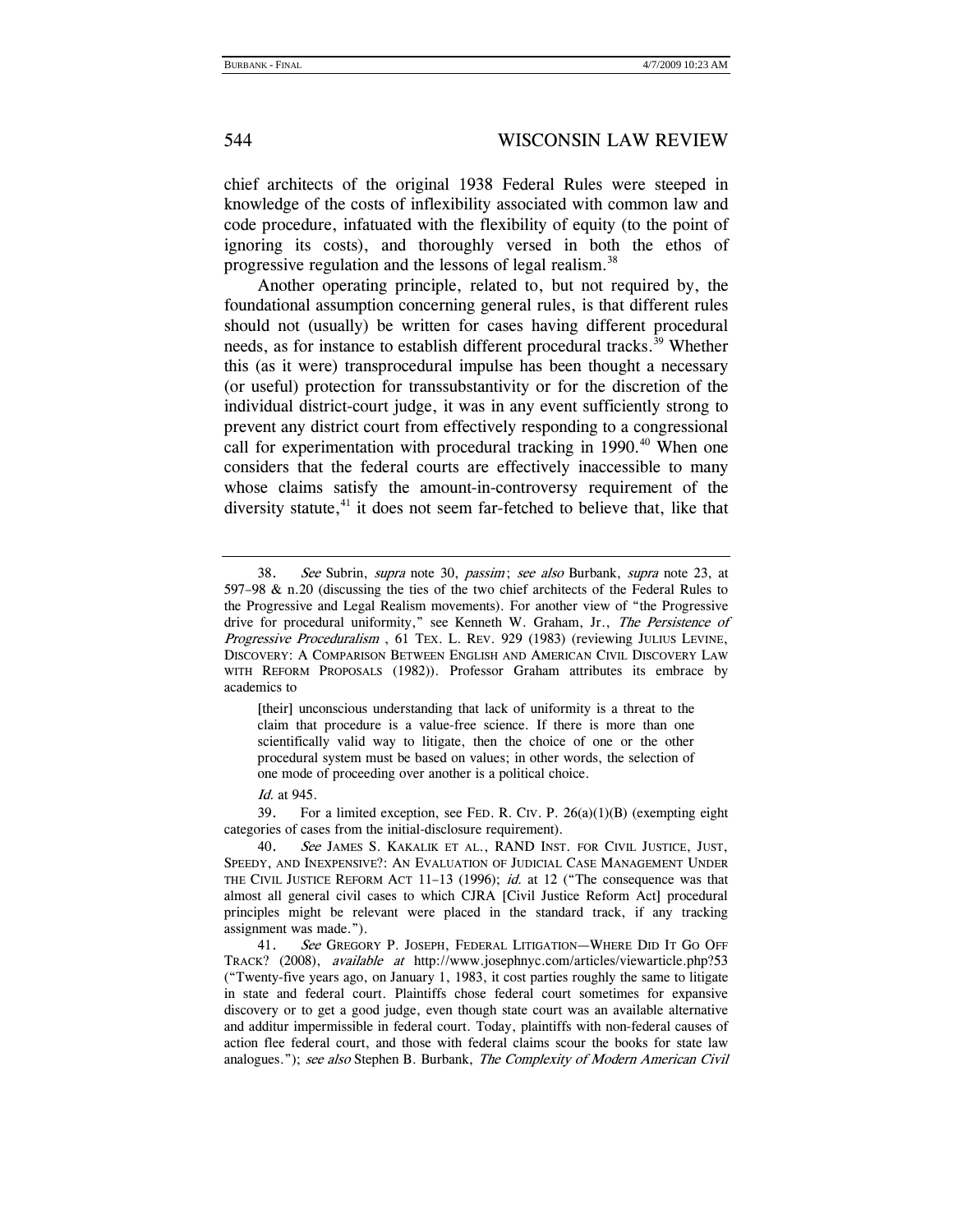chief architects of the original 1938 Federal Rules were steeped in knowledge of the costs of inflexibility associated with common law and code procedure, infatuated with the flexibility of equity (to the point of ignoring its costs), and thoroughly versed in both the ethos of progressive regulation and the lessons of legal realism.[38]

Another operating principle, related to, but not required by, the foundational assumption concerning general rules, is that different rules should not (usually) be written for cases having different procedural needs, as for instance to establish different procedural tracks.[39] Whether this (as it were) transprocedural impulse has been thought a necessary (or useful) protection for transsubstantivity or for the discretion of the individual district-court judge, it was in any event sufficiently strong to prevent any district court from effectively responding to a congressional call for experimentation with procedural tracking in 1990.[40] When one considers that the federal courts are effectively inaccessible to many whose claims satisfy the amount-in-controversy requirement of the diversity statute,[41] it does not seem far-fetched to believe that, like that

---

38. *See* Subrin, *supra* note 30, *passim*; *see also* Burbank, *supra* note 23, at 597–98 & n.20 (discussing the ties of the two chief architects of the Federal Rules to the Progressive and Legal Realism movements). For another view of "the Progressive drive for procedural uniformity," see Kenneth W. Graham, Jr., *The Persistence of Progressive Proceduralism* , 61 TEX. L. REV. 929 (1983) (reviewing JULIUS LEVINE, DISCOVERY: A COMPARISON BETWEEN ENGLISH AND AMERICAN CIVIL DISCOVERY LAW WITH REFORM PROPOSALS (1982)). Professor Graham attributes its embrace by academics to

> [their] unconscious understanding that lack of uniformity is a threat to the claim that procedure is a value-free science. If there is more than one scientifically valid way to litigate, then the choice of one or the other procedural system must be based on values; in other words, the selection of one mode of proceeding over another is a political choice.

*Id.* at 945.

39. For a limited exception, see FED. R. CIV. P. 26(a)(1)(B) (exempting eight categories of cases from the initial-disclosure requirement).

40. *See* JAMES S. KAKALIK ET AL., RAND INST. FOR CIVIL JUSTICE, JUST, SPEEDY, AND INEXPENSIVE?: AN EVALUATION OF JUDICIAL CASE MANAGEMENT UNDER THE CIVIL JUSTICE REFORM ACT 11–13 (1996); *id.* at 12 ("The consequence was that almost all general civil cases to which CJRA [Civil Justice Reform Act] procedural principles might be relevant were placed in the standard track, if any tracking assignment was made.").

41. *See* GREGORY P. JOSEPH, FEDERAL LITIGATION—WHERE DID IT GO OFF TRACK? (2008), *available at* http://www.josephnyc.com/articles/viewarticle.php?53 ("Twenty-five years ago, on January 1, 1983, it cost parties roughly the same to litigate in state and federal court. Plaintiffs chose federal court sometimes for expansive discovery or to get a good judge, even though state court was an available alternative and additur impermissible in federal court. Today, plaintiffs with non-federal causes of action flee federal court, and those with federal claims scour the books for state law analogues."); *see also* Stephen B. Burbank, *The Complexity of Modern American Civil*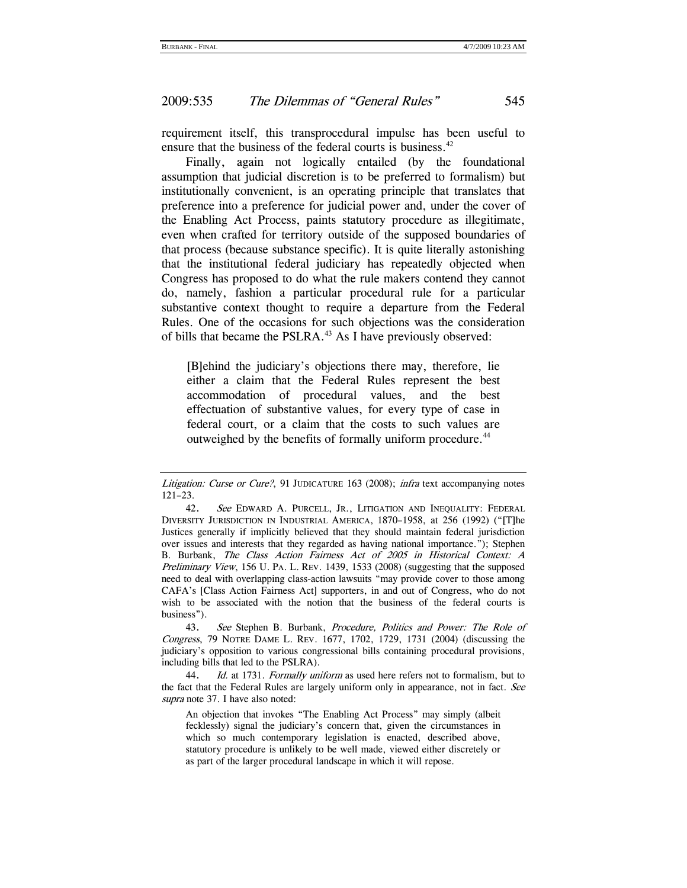requirement itself, this transprocedural impulse has been useful to ensure that the business of the federal courts is business.[42]

Finally, again not logically entailed (by the foundational assumption that judicial discretion is to be preferred to formalism) but institutionally convenient, is an operating principle that translates that preference into a preference for judicial power and, under the cover of the Enabling Act Process, paints statutory procedure as illegitimate, even when crafted for territory outside of the supposed boundaries of that process (because substance specific). It is quite literally astonishing that the institutional federal judiciary has repeatedly objected when Congress has proposed to do what the rule makers contend they cannot do, namely, fashion a particular procedural rule for a particular substantive context thought to require a departure from the Federal Rules. One of the occasions for such objections was the consideration of bills that became the PSLRA.[43] As I have previously observed:

> [B]ehind the judiciary's objections there may, therefore, lie either a claim that the Federal Rules represent the best accommodation of procedural values, and the best effectuation of substantive values, for every type of case in federal court, or a claim that the costs to such values are outweighed by the benefits of formally uniform procedure.[44]

---

*Litigation: Curse or Cure?*, 91 JUDICATURE 163 (2008); *infra* text accompanying notes 121–23.

42. *See* EDWARD A. PURCELL, JR., LITIGATION AND INEQUALITY: FEDERAL DIVERSITY JURISDICTION IN INDUSTRIAL AMERICA, 1870–1958, at 256 (1992) ("[T]he Justices generally if implicitly believed that they should maintain federal jurisdiction over issues and interests that they regarded as having national importance."); Stephen B. Burbank, *The Class Action Fairness Act of 2005 in Historical Context: A Preliminary View*, 156 U. PA. L. REV. 1439, 1533 (2008) (suggesting that the supposed need to deal with overlapping class-action lawsuits "may provide cover to those among CAFA's [Class Action Fairness Act] supporters, in and out of Congress, who do not wish to be associated with the notion that the business of the federal courts is business").

43. *See* Stephen B. Burbank, *Procedure, Politics and Power: The Role of Congress*, 79 NOTRE DAME L. REV. 1677, 1702, 1729, 1731 (2004) (discussing the judiciary's opposition to various congressional bills containing procedural provisions, including bills that led to the PSLRA).

44. *Id.* at 1731. *Formally uniform* as used here refers not to formalism, but to the fact that the Federal Rules are largely uniform only in appearance, not in fact. *See supra* note 37. I have also noted:

> An objection that invokes "The Enabling Act Process" may simply (albeit fecklessly) signal the judiciary's concern that, given the circumstances in which so much contemporary legislation is enacted, described above, statutory procedure is unlikely to be well made, viewed either discretely or as part of the larger procedural landscape in which it will repose.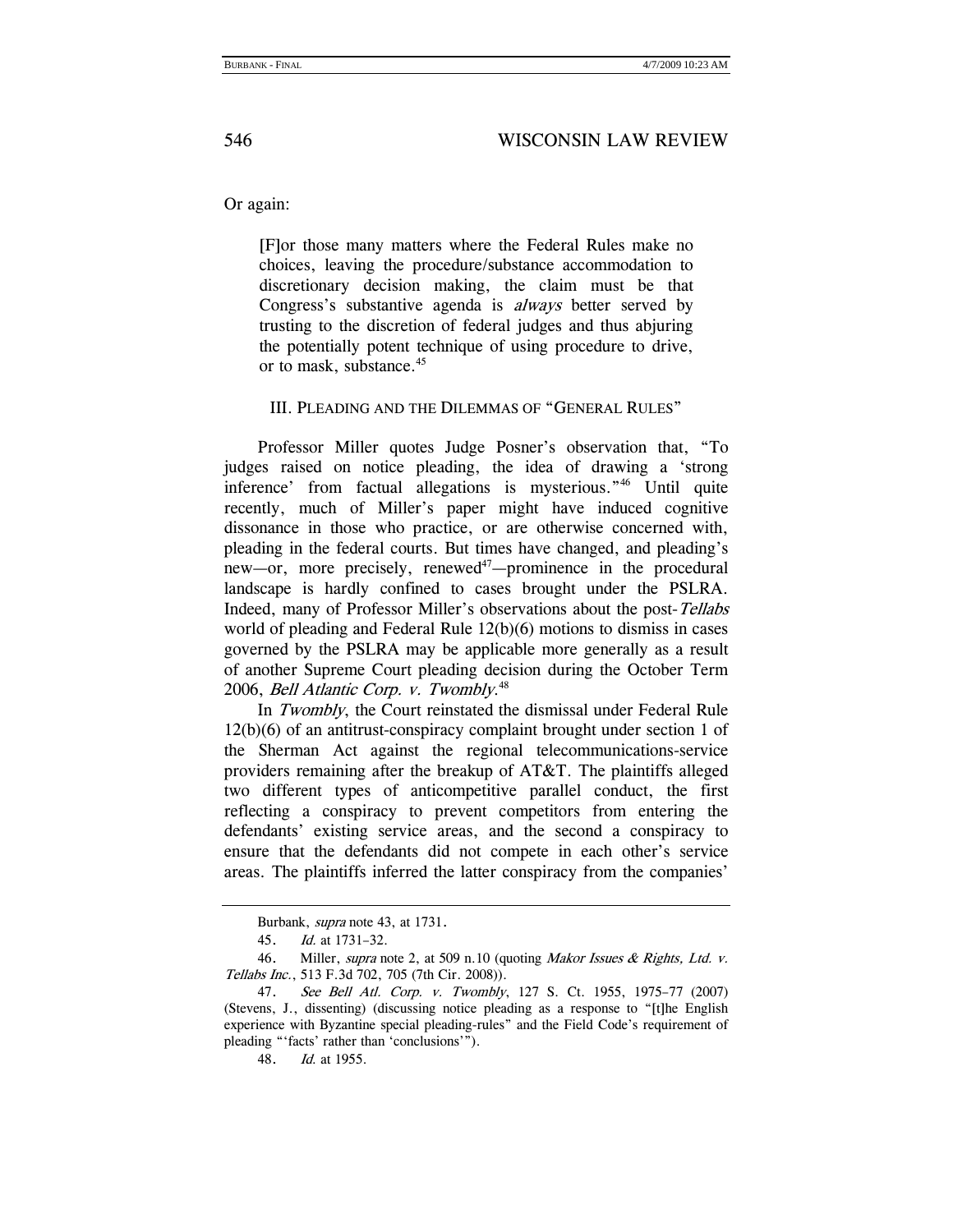Or again:

> [F]or those many matters where the Federal Rules make no choices, leaving the procedure/substance accommodation to discretionary decision making, the claim must be that Congress's substantive agenda is *always* better served by trusting to the discretion of federal judges and thus abjuring the potentially potent technique of using procedure to drive, or to mask, substance.[45]

## III. PLEADING AND THE DILEMMAS OF "GENERAL RULES"

Professor Miller quotes Judge Posner's observation that, "To judges raised on notice pleading, the idea of drawing a 'strong inference' from factual allegations is mysterious."[46] Until quite recently, much of Miller's paper might have induced cognitive dissonance in those who practice, or are otherwise concerned with, pleading in the federal courts. But times have changed, and pleading's new—or, more precisely, renewed[47]—prominence in the procedural landscape is hardly confined to cases brought under the PSLRA. Indeed, many of Professor Miller's observations about the post-*Tellabs* world of pleading and Federal Rule 12(b)(6) motions to dismiss in cases governed by the PSLRA may be applicable more generally as a result of another Supreme Court pleading decision during the October Term 2006, *Bell Atlantic Corp. v. Twombly*.[48]

In *Twombly*, the Court reinstated the dismissal under Federal Rule 12(b)(6) of an antitrust-conspiracy complaint brought under section 1 of the Sherman Act against the regional telecommunications-service providers remaining after the breakup of AT&T. The plaintiffs alleged two different types of anticompetitive parallel conduct, the first reflecting a conspiracy to prevent competitors from entering the defendants' existing service areas, and the second a conspiracy to ensure that the defendants did not compete in each other's service areas. The plaintiffs inferred the latter conspiracy from the companies'

---

Burbank, *supra* note 43, at 1731.

45. *Id.* at 1731–32.

46. Miller, *supra* note 2, at 509 n.10 (quoting *Makor Issues & Rights, Ltd. v. Tellabs Inc.*, 513 F.3d 702, 705 (7th Cir. 2008)).

47. *See Bell Atl. Corp. v. Twombly*, 127 S. Ct. 1955, 1975–77 (2007) (Stevens, J., dissenting) (discussing notice pleading as a response to "[t]he English experience with Byzantine special pleading-rules" and the Field Code's requirement of pleading "'facts' rather than 'conclusions'").

48. *Id.* at 1955.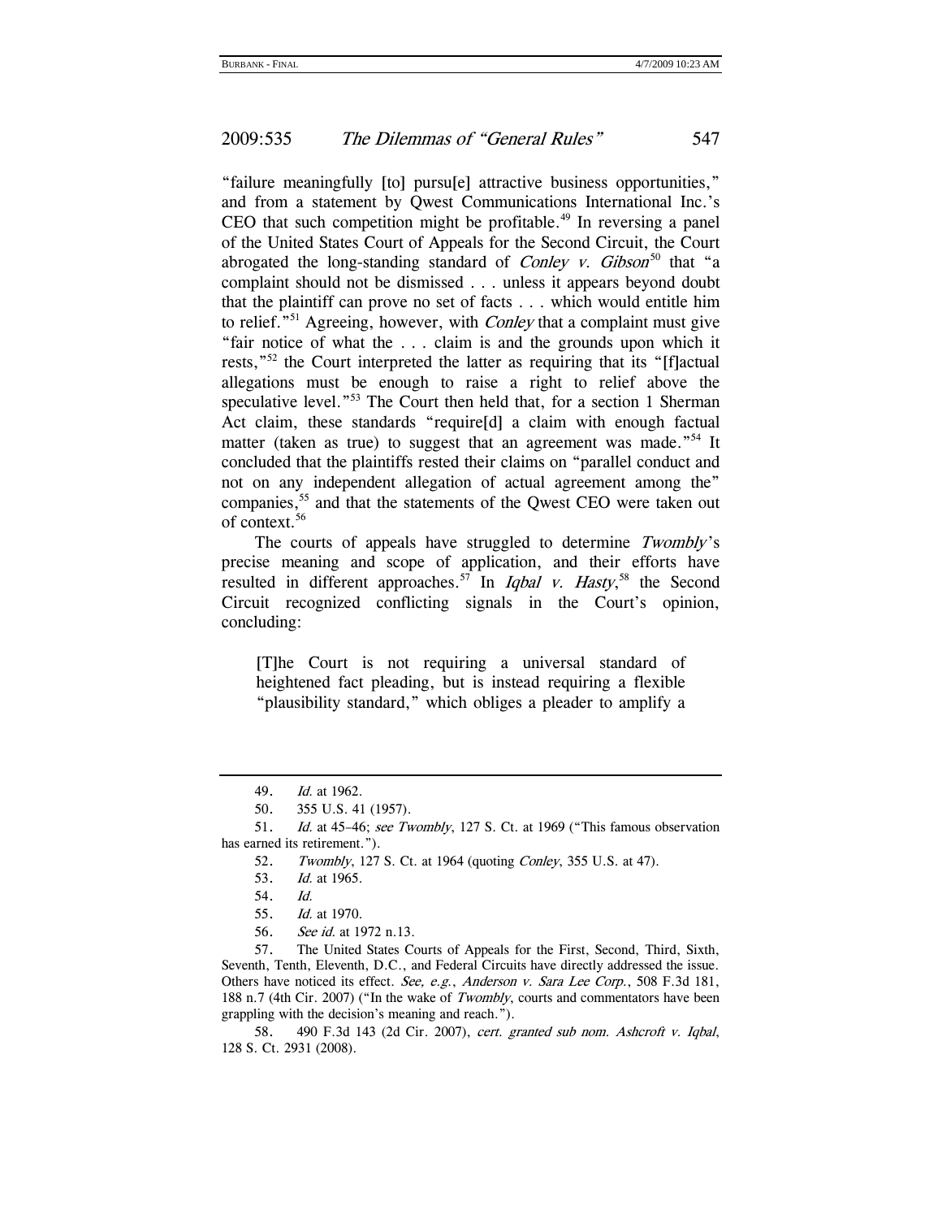"failure meaningfully [to] pursu[e] attractive business opportunities," and from a statement by Qwest Communications International Inc.'s CEO that such competition might be profitable.[49] In reversing a panel of the United States Court of Appeals for the Second Circuit, the Court abrogated the long-standing standard of *Conley v. Gibson*[50] that "a complaint should not be dismissed . . . unless it appears beyond doubt that the plaintiff can prove no set of facts . . . which would entitle him to relief."[51] Agreeing, however, with *Conley* that a complaint must give "fair notice of what the . . . claim is and the grounds upon which it rests,"[52] the Court interpreted the latter as requiring that its "[f]actual allegations must be enough to raise a right to relief above the speculative level."[53] The Court then held that, for a section 1 Sherman Act claim, these standards "require[d] a claim with enough factual matter (taken as true) to suggest that an agreement was made."[54] It concluded that the plaintiffs rested their claims on "parallel conduct and not on any independent allegation of actual agreement among the" companies,[55] and that the statements of the Qwest CEO were taken out of context.[56]

The courts of appeals have struggled to determine *Twombly*'s precise meaning and scope of application, and their efforts have resulted in different approaches.[57] In *Iqbal v. Hasty*,[58] the Second Circuit recognized conflicting signals in the Court's opinion, concluding:

> [T]he Court is not requiring a universal standard of heightened fact pleading, but is instead requiring a flexible "plausibility standard," which obliges a pleader to amplify a

---

49. *Id.* at 1962.

50. 355 U.S. 41 (1957).

51. *Id.* at 45–46; *see Twombly*, 127 S. Ct. at 1969 ("This famous observation has earned its retirement.").

52. *Twombly*, 127 S. Ct. at 1964 (quoting *Conley*, 355 U.S. at 47).

53. *Id.* at 1965.

54. *Id.*

55. *Id.* at 1970.

56. *See id.* at 1972 n.13.

57. The United States Courts of Appeals for the First, Second, Third, Sixth, Seventh, Tenth, Eleventh, D.C., and Federal Circuits have directly addressed the issue. Others have noticed its effect. *See, e.g.*, *Anderson v. Sara Lee Corp.*, 508 F.3d 181, 188 n.7 (4th Cir. 2007) ("In the wake of *Twombly*, courts and commentators have been grappling with the decision's meaning and reach.").

58. 490 F.3d 143 (2d Cir. 2007), *cert. granted sub nom. Ashcroft v. Iqbal*, 128 S. Ct. 2931 (2008).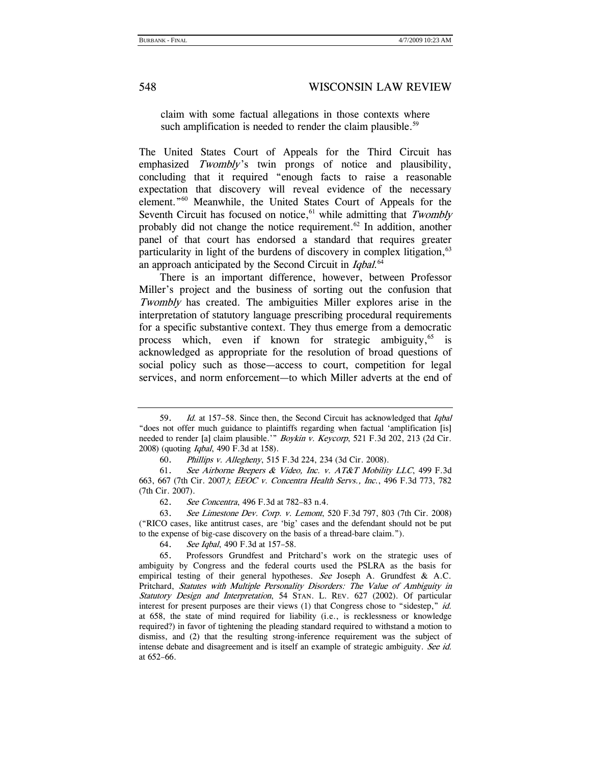> claim with some factual allegations in those contexts where such amplification is needed to render the claim plausible.[59]

The United States Court of Appeals for the Third Circuit has emphasized *Twombly*'s twin prongs of notice and plausibility, concluding that it required "enough facts to raise a reasonable expectation that discovery will reveal evidence of the necessary element."[60] Meanwhile, the United States Court of Appeals for the Seventh Circuit has focused on notice,[61] while admitting that *Twombly* probably did not change the notice requirement.[62] In addition, another panel of that court has endorsed a standard that requires greater particularity in light of the burdens of discovery in complex litigation,[63] an approach anticipated by the Second Circuit in *Iqbal*.[64]

There is an important difference, however, between Professor Miller's project and the business of sorting out the confusion that *Twombly* has created. The ambiguities Miller explores arise in the interpretation of statutory language prescribing procedural requirements for a specific substantive context. They thus emerge from a democratic process which, even if known for strategic ambiguity,[65] is acknowledged as appropriate for the resolution of broad questions of social policy such as those—access to court, competition for legal services, and norm enforcement—to which Miller adverts at the end of

---

59. *Id.* at 157–58. Since then, the Second Circuit has acknowledged that *Iqbal* "does not offer much guidance to plaintiffs regarding when factual 'amplification [is] needed to render [a] claim plausible.'" *Boykin v. Keycorp*, 521 F.3d 202, 213 (2d Cir. 2008) (quoting *Iqbal*, 490 F.3d at 158).

60. *Phillips v. Allegheny*, 515 F.3d 224, 234 (3d Cir. 2008).

61. *See Airborne Beepers & Video, Inc. v. AT&T Mobility LLC*, 499 F.3d 663, 667 (7th Cir. 2007); *EEOC v. Concentra Health Servs., Inc.*, 496 F.3d 773, 782 (7th Cir. 2007).

62. *See Concentra*, 496 F.3d at 782–83 n.4.

63. *See Limestone Dev. Corp. v. Lemont*, 520 F.3d 797, 803 (7th Cir. 2008) ("RICO cases, like antitrust cases, are 'big' cases and the defendant should not be put to the expense of big-case discovery on the basis of a thread-bare claim.").

64. *See Iqbal*, 490 F.3d at 157–58.

65. Professors Grundfest and Pritchard's work on the strategic uses of ambiguity by Congress and the federal courts used the PSLRA as the basis for empirical testing of their general hypotheses. *See* Joseph A. Grundfest & A.C. Pritchard, *Statutes with Multiple Personality Disorders: The Value of Ambiguity in Statutory Design and Interpretation*, 54 STAN. L. REV. 627 (2002). Of particular interest for present purposes are their views (1) that Congress chose to "sidestep," *id.* at 658, the state of mind required for liability (i.e., is recklessness or knowledge required?) in favor of tightening the pleading standard required to withstand a motion to dismiss, and (2) that the resulting strong-inference requirement was the subject of intense debate and disagreement and is itself an example of strategic ambiguity. *See id.* at 652–66.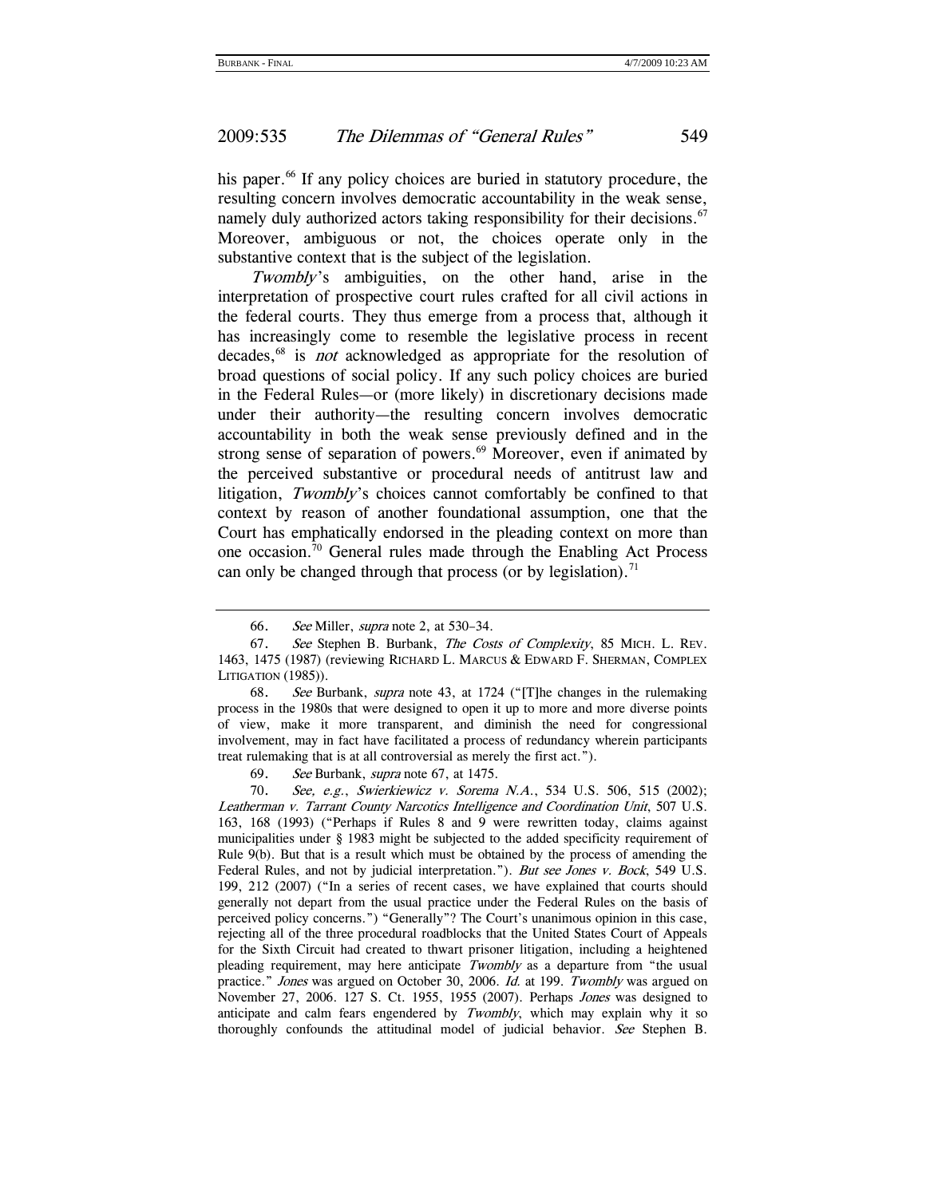his paper.[66] If any policy choices are buried in statutory procedure, the resulting concern involves democratic accountability in the weak sense, namely duly authorized actors taking responsibility for their decisions.[67] Moreover, ambiguous or not, the choices operate only in the substantive context that is the subject of the legislation.

*Twombly*'s ambiguities, on the other hand, arise in the interpretation of prospective court rules crafted for all civil actions in the federal courts. They thus emerge from a process that, although it has increasingly come to resemble the legislative process in recent decades,[68] is *not* acknowledged as appropriate for the resolution of broad questions of social policy. If any such policy choices are buried in the Federal Rules—or (more likely) in discretionary decisions made under their authority—the resulting concern involves democratic accountability in both the weak sense previously defined and in the strong sense of separation of powers.[69] Moreover, even if animated by the perceived substantive or procedural needs of antitrust law and litigation, *Twombly*'s choices cannot comfortably be confined to that context by reason of another foundational assumption, one that the Court has emphatically endorsed in the pleading context on more than one occasion.[70] General rules made through the Enabling Act Process can only be changed through that process (or by legislation).[71]

---

66. *See* Miller, *supra* note 2, at 530–34.

67. *See* Stephen B. Burbank, *The Costs of Complexity*, 85 MICH. L. REV. 1463, 1475 (1987) (reviewing RICHARD L. MARCUS & EDWARD F. SHERMAN, COMPLEX LITIGATION (1985)).

68. *See* Burbank, *supra* note 43, at 1724 ("[T]he changes in the rulemaking process in the 1980s that were designed to open it up to more and more diverse points of view, make it more transparent, and diminish the need for congressional involvement, may in fact have facilitated a process of redundancy wherein participants treat rulemaking that is at all controversial as merely the first act.").

69. *See* Burbank, *supra* note 67, at 1475.

70. *See, e.g.*, *Swierkiewicz v. Sorema N.A.*, 534 U.S. 506, 515 (2002); *Leatherman v. Tarrant County Narcotics Intelligence and Coordination Unit*, 507 U.S. 163, 168 (1993) ("Perhaps if Rules 8 and 9 were rewritten today, claims against municipalities under § 1983 might be subjected to the added specificity requirement of Rule 9(b). But that is a result which must be obtained by the process of amending the Federal Rules, and not by judicial interpretation."). *But see Jones v. Bock*, 549 U.S. 199, 212 (2007) ("In a series of recent cases, we have explained that courts should generally not depart from the usual practice under the Federal Rules on the basis of perceived policy concerns.") "Generally"? The Court's unanimous opinion in this case, rejecting all of the three procedural roadblocks that the United States Court of Appeals for the Sixth Circuit had created to thwart prisoner litigation, including a heightened pleading requirement, may here anticipate *Twombly* as a departure from "the usual practice." *Jones* was argued on October 30, 2006. *Id.* at 199. *Twombly* was argued on November 27, 2006. 127 S. Ct. 1955, 1955 (2007). Perhaps *Jones* was designed to anticipate and calm fears engendered by *Twombly*, which may explain why it so thoroughly confounds the attitudinal model of judicial behavior. *See* Stephen B.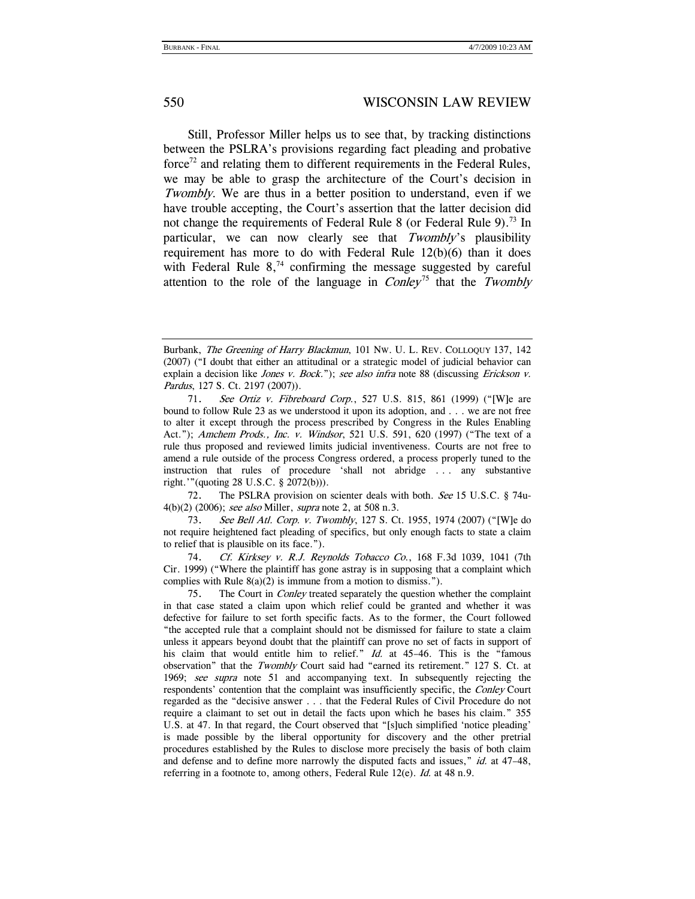Still, Professor Miller helps us to see that, by tracking distinctions between the PSLRA's provisions regarding fact pleading and probative force[72] and relating them to different requirements in the Federal Rules, we may be able to grasp the architecture of the Court's decision in *Twombly*. We are thus in a better position to understand, even if we have trouble accepting, the Court's assertion that the latter decision did not change the requirements of Federal Rule 8 (or Federal Rule 9).[73] In particular, we can now clearly see that *Twombly*'s plausibility requirement has more to do with Federal Rule 12(b)(6) than it does with Federal Rule 8,[74] confirming the message suggested by careful attention to the role of the language in *Conley*[75] that the *Twombly*

---

Burbank, *The Greening of Harry Blackmun*, 101 NW. U. L. REV. COLLOQUY 137, 142 (2007) ("I doubt that either an attitudinal or a strategic model of judicial behavior can explain a decision like *Jones v. Bock*."); *see also infra* note 88 (discussing *Erickson v. Pardus*, 127 S. Ct. 2197 (2007)).

71. *See Ortiz v. Fibreboard Corp.*, 527 U.S. 815, 861 (1999) ("[W]e are bound to follow Rule 23 as we understood it upon its adoption, and . . . we are not free to alter it except through the process prescribed by Congress in the Rules Enabling Act."); *Amchem Prods., Inc. v. Windsor*, 521 U.S. 591, 620 (1997) ("The text of a rule thus proposed and reviewed limits judicial inventiveness. Courts are not free to amend a rule outside of the process Congress ordered, a process properly tuned to the instruction that rules of procedure 'shall not abridge . . . any substantive right.'"(quoting 28 U.S.C. § 2072(b))).

72. The PSLRA provision on scienter deals with both. *See* 15 U.S.C. § 74u-4(b)(2) (2006); *see also* Miller, *supra* note 2, at 508 n.3.

73. *See Bell Atl. Corp. v. Twombly*, 127 S. Ct. 1955, 1974 (2007) ("[W]e do not require heightened fact pleading of specifics, but only enough facts to state a claim to relief that is plausible on its face.").

74. *Cf. Kirksey v. R.J. Reynolds Tobacco Co.*, 168 F.3d 1039, 1041 (7th Cir. 1999) ("Where the plaintiff has gone astray is in supposing that a complaint which complies with Rule 8(a)(2) is immune from a motion to dismiss.").

75. The Court in *Conley* treated separately the question whether the complaint in that case stated a claim upon which relief could be granted and whether it was defective for failure to set forth specific facts. As to the former, the Court followed "the accepted rule that a complaint should not be dismissed for failure to state a claim unless it appears beyond doubt that the plaintiff can prove no set of facts in support of his claim that would entitle him to relief." *Id.* at 45–46. This is the "famous observation" that the *Twombly* Court said had "earned its retirement." 127 S. Ct. at 1969; *see supra* note 51 and accompanying text. In subsequently rejecting the respondents' contention that the complaint was insufficiently specific, the *Conley* Court regarded as the "decisive answer . . . that the Federal Rules of Civil Procedure do not require a claimant to set out in detail the facts upon which he bases his claim." 355 U.S. at 47. In that regard, the Court observed that "[s]uch simplified 'notice pleading' is made possible by the liberal opportunity for discovery and the other pretrial procedures established by the Rules to disclose more precisely the basis of both claim and defense and to define more narrowly the disputed facts and issues," *id.* at 47–48, referring in a footnote to, among others, Federal Rule 12(e). *Id.* at 48 n.9.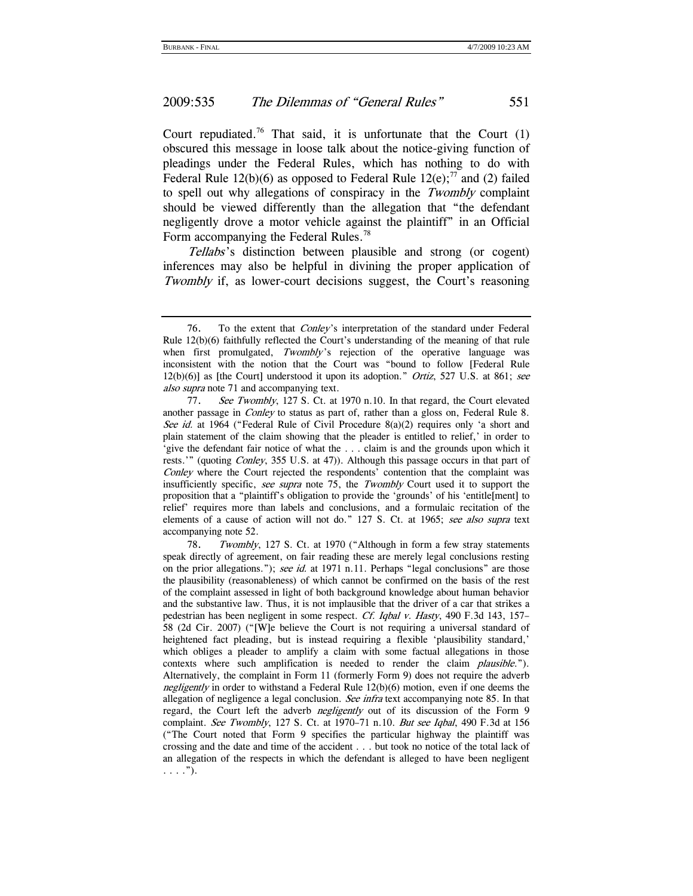Court repudiated.[76] That said, it is unfortunate that the Court (1) obscured this message in loose talk about the notice-giving function of pleadings under the Federal Rules, which has nothing to do with Federal Rule 12(b)(6) as opposed to Federal Rule 12(e);[77] and (2) failed to spell out why allegations of conspiracy in the *Twombly* complaint should be viewed differently than the allegation that "the defendant negligently drove a motor vehicle against the plaintiff" in an Official Form accompanying the Federal Rules.[78]

*Tellabs*'s distinction between plausible and strong (or cogent) inferences may also be helpful in divining the proper application of *Twombly* if, as lower-court decisions suggest, the Court's reasoning

---

76. To the extent that *Conley*'s interpretation of the standard under Federal Rule 12(b)(6) faithfully reflected the Court's understanding of the meaning of that rule when first promulgated, *Twombly*'s rejection of the operative language was inconsistent with the notion that the Court was "bound to follow [Federal Rule 12(b)(6)] as [the Court] understood it upon its adoption." *Ortiz*, 527 U.S. at 861; *see also supra* note 71 and accompanying text.

77. *See Twombly*, 127 S. Ct. at 1970 n.10. In that regard, the Court elevated another passage in *Conley* to status as part of, rather than a gloss on, Federal Rule 8. *See id.* at 1964 ("Federal Rule of Civil Procedure 8(a)(2) requires only 'a short and plain statement of the claim showing that the pleader is entitled to relief,' in order to 'give the defendant fair notice of what the . . . claim is and the grounds upon which it rests.'" (quoting *Conley*, 355 U.S. at 47)). Although this passage occurs in that part of *Conley* where the Court rejected the respondents' contention that the complaint was insufficiently specific, *see supra* note 75, the *Twombly* Court used it to support the proposition that a "plaintiff's obligation to provide the 'grounds' of his 'entitle[ment] to relief' requires more than labels and conclusions, and a formulaic recitation of the elements of a cause of action will not do." 127 S. Ct. at 1965; *see also supra* text accompanying note 52.

78. *Twombly*, 127 S. Ct. at 1970 ("Although in form a few stray statements speak directly of agreement, on fair reading these are merely legal conclusions resting on the prior allegations."); *see id.* at 1971 n.11. Perhaps "legal conclusions" are those the plausibility (reasonableness) of which cannot be confirmed on the basis of the rest of the complaint assessed in light of both background knowledge about human behavior and the substantive law. Thus, it is not implausible that the driver of a car that strikes a pedestrian has been negligent in some respect. *Cf. Iqbal v. Hasty*, 490 F.3d 143, 157–58 (2d Cir. 2007) ("[W]e believe the Court is not requiring a universal standard of heightened fact pleading, but is instead requiring a flexible 'plausibility standard,' which obliges a pleader to amplify a claim with some factual allegations in those contexts where such amplification is needed to render the claim *plausible*."). Alternatively, the complaint in Form 11 (formerly Form 9) does not require the adverb *negligently* in order to withstand a Federal Rule 12(b)(6) motion, even if one deems the allegation of negligence a legal conclusion. *See infra* text accompanying note 85. In that regard, the Court left the adverb *negligently* out of its discussion of the Form 9 complaint. *See Twombly*, 127 S. Ct. at 1970–71 n.10. *But see Iqbal*, 490 F.3d at 156 ("The Court noted that Form 9 specifies the particular highway the plaintiff was crossing and the date and time of the accident . . . but took no notice of the total lack of an allegation of the respects in which the defendant is alleged to have been negligent . . . .").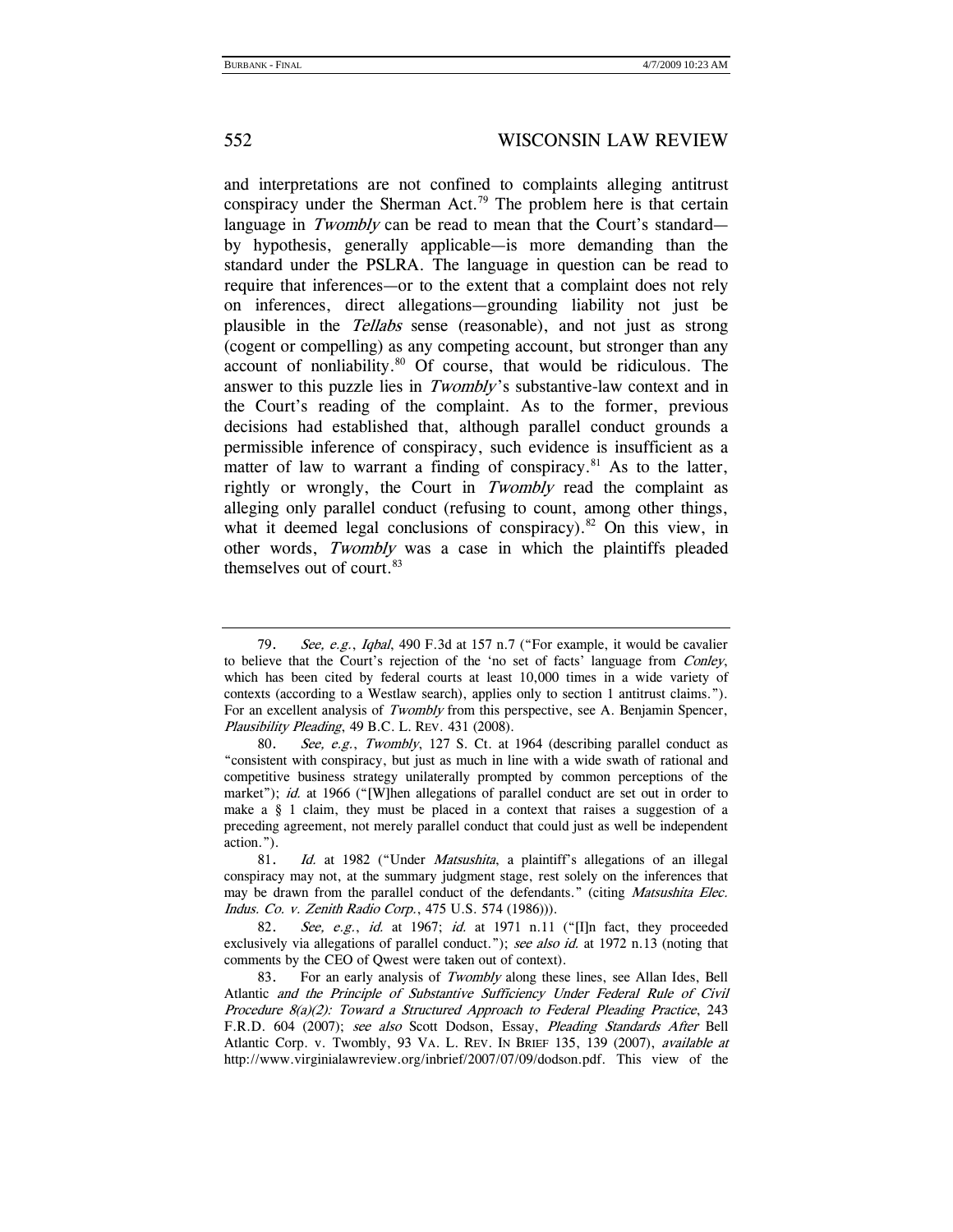and interpretations are not confined to complaints alleging antitrust conspiracy under the Sherman Act.[79] The problem here is that certain language in *Twombly* can be read to mean that the Court's standard—by hypothesis, generally applicable—is more demanding than the standard under the PSLRA. The language in question can be read to require that inferences—or to the extent that a complaint does not rely on inferences, direct allegations—grounding liability not just be plausible in the *Tellabs* sense (reasonable), and not just as strong (cogent or compelling) as any competing account, but stronger than any account of nonliability.[80] Of course, that would be ridiculous. The answer to this puzzle lies in *Twombly*'s substantive-law context and in the Court's reading of the complaint. As to the former, previous decisions had established that, although parallel conduct grounds a permissible inference of conspiracy, such evidence is insufficient as a matter of law to warrant a finding of conspiracy.[81] As to the latter, rightly or wrongly, the Court in *Twombly* read the complaint as alleging only parallel conduct (refusing to count, among other things, what it deemed legal conclusions of conspiracy).[82] On this view, in other words, *Twombly* was a case in which the plaintiffs pleaded themselves out of court.[83]

---

79. *See, e.g.*, *Iqbal*, 490 F.3d at 157 n.7 ("For example, it would be cavalier to believe that the Court's rejection of the 'no set of facts' language from *Conley*, which has been cited by federal courts at least 10,000 times in a wide variety of contexts (according to a Westlaw search), applies only to section 1 antitrust claims."). For an excellent analysis of *Twombly* from this perspective, see A. Benjamin Spencer, *Plausibility Pleading*, 49 B.C. L. REV. 431 (2008).

80. *See, e.g.*, *Twombly*, 127 S. Ct. at 1964 (describing parallel conduct as "consistent with conspiracy, but just as much in line with a wide swath of rational and competitive business strategy unilaterally prompted by common perceptions of the market"); *id.* at 1966 ("[W]hen allegations of parallel conduct are set out in order to make a § 1 claim, they must be placed in a context that raises a suggestion of a preceding agreement, not merely parallel conduct that could just as well be independent action.").

81. *Id.* at 1982 ("Under *Matsushita*, a plaintiff's allegations of an illegal conspiracy may not, at the summary judgment stage, rest solely on the inferences that may be drawn from the parallel conduct of the defendants." (citing *Matsushita Elec. Indus. Co. v. Zenith Radio Corp.*, 475 U.S. 574 (1986))).

82. *See, e.g.*, *id.* at 1967; *id.* at 1971 n.11 ("[I]n fact, they proceeded exclusively via allegations of parallel conduct."); *see also id.* at 1972 n.13 (noting that comments by the CEO of Qwest were taken out of context).

83. For an early analysis of *Twombly* along these lines, see Allan Ides, Bell Atlantic *and the Principle of Substantive Sufficiency Under Federal Rule of Civil Procedure 8(a)(2): Toward a Structured Approach to Federal Pleading Practice*, 243 F.R.D. 604 (2007); *see also* Scott Dodson, Essay, *Pleading Standards After* Bell Atlantic Corp. v. Twombly, 93 VA. L. REV. IN BRIEF 135, 139 (2007), *available at* http://www.virginialawreview.org/inbrief/2007/07/09/dodson.pdf. This view of the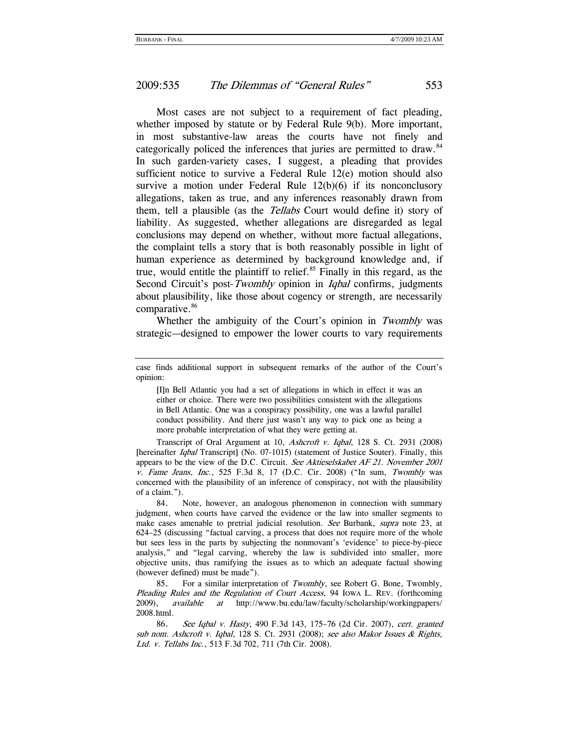Most cases are not subject to a requirement of fact pleading, whether imposed by statute or by Federal Rule 9(b). More important, in most substantive-law areas the courts have not finely and categorically policed the inferences that juries are permitted to draw.[84] In such garden-variety cases, I suggest, a pleading that provides sufficient notice to survive a Federal Rule 12(e) motion should also survive a motion under Federal Rule 12(b)(6) if its nonconclusory allegations, taken as true, and any inferences reasonably drawn from them, tell a plausible (as the *Tellabs* Court would define it) story of liability. As suggested, whether allegations are disregarded as legal conclusions may depend on whether, without more factual allegations, the complaint tells a story that is both reasonably possible in light of human experience as determined by background knowledge and, if true, would entitle the plaintiff to relief.[85] Finally in this regard, as the Second Circuit's post-*Twombly* opinion in *Iqbal* confirms, judgments about plausibility, like those about cogency or strength, are necessarily comparative.[86]

Whether the ambiguity of the Court's opinion in *Twombly* was strategic—designed to empower the lower courts to vary requirements

---

case finds additional support in subsequent remarks of the author of the Court's opinion:

> [I]n Bell Atlantic you had a set of allegations in which in effect it was an either or choice. There were two possibilities consistent with the allegations in Bell Atlantic. One was a conspiracy possibility, one was a lawful parallel conduct possibility. And there just wasn't any way to pick one as being a more probable interpretation of what they were getting at.

Transcript of Oral Argument at 10, *Ashcroft v. Iqbal*, 128 S. Ct. 2931 (2008) [hereinafter *Iqbal* Transcript] (No. 07-1015) (statement of Justice Souter). Finally, this appears to be the view of the D.C. Circuit. *See Aktieselskabet AF 21. November 2001 v. Fame Jeans, Inc.*, 525 F.3d 8, 17 (D.C. Cir. 2008) ("In sum, *Twombly* was concerned with the plausibility of an inference of conspiracy, not with the plausibility of a claim.").

84. Note, however, an analogous phenomenon in connection with summary judgment, when courts have carved the evidence or the law into smaller segments to make cases amenable to pretrial judicial resolution. *See* Burbank, *supra* note 23, at 624–25 (discussing "factual carving, a process that does not require more of the whole but sees less in the parts by subjecting the nonmovant's 'evidence' to piece-by-piece analysis," and "legal carving, whereby the law is subdivided into smaller, more objective units, thus ramifying the issues as to which an adequate factual showing (however defined) must be made").

85. For a similar interpretation of *Twombly*, see Robert G. Bone, Twombly, *Pleading Rules and the Regulation of Court Access*, 94 IOWA L. REV. (forthcoming 2009), *available at* http://www.bu.edu/law/faculty/scholarship/workingpapers/2008.html.

86. *See Iqbal v. Hasty*, 490 F.3d 143, 175–76 (2d Cir. 2007), *cert. granted sub nom. Ashcroft v. Iqbal*, 128 S. Ct. 2931 (2008); *see also Makor Issues & Rights, Ltd. v. Tellabs Inc.*, 513 F.3d 702, 711 (7th Cir. 2008).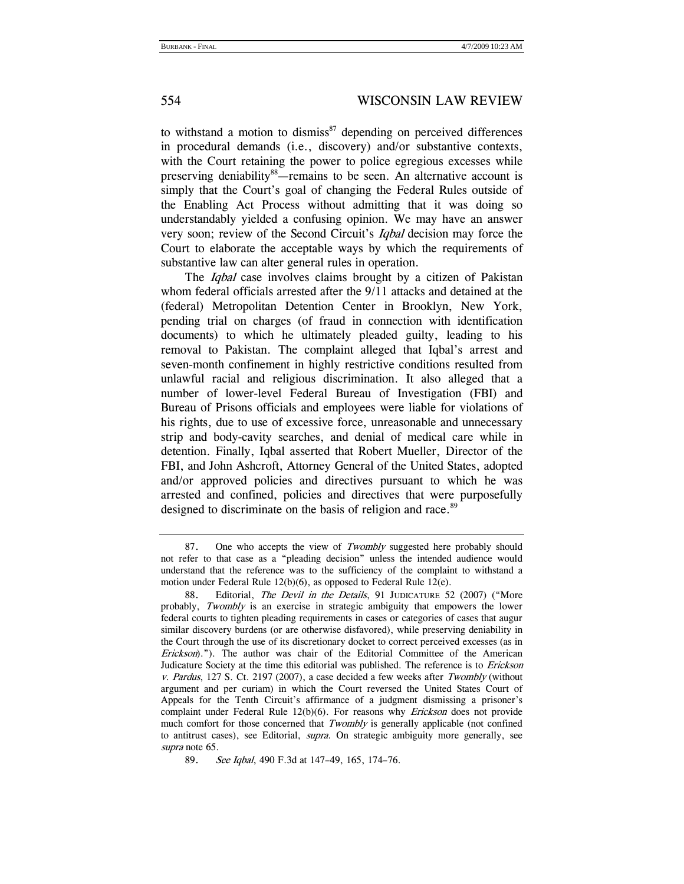to withstand a motion to dismiss[87] depending on perceived differences in procedural demands (i.e., discovery) and/or substantive contexts, with the Court retaining the power to police egregious excesses while preserving deniability[88]—remains to be seen. An alternative account is simply that the Court's goal of changing the Federal Rules outside of the Enabling Act Process without admitting that it was doing so understandably yielded a confusing opinion. We may have an answer very soon; review of the Second Circuit's *Iqbal* decision may force the Court to elaborate the acceptable ways by which the requirements of substantive law can alter general rules in operation.

The *Iqbal* case involves claims brought by a citizen of Pakistan whom federal officials arrested after the 9/11 attacks and detained at the (federal) Metropolitan Detention Center in Brooklyn, New York, pending trial on charges (of fraud in connection with identification documents) to which he ultimately pleaded guilty, leading to his removal to Pakistan. The complaint alleged that Iqbal's arrest and seven-month confinement in highly restrictive conditions resulted from unlawful racial and religious discrimination. It also alleged that a number of lower-level Federal Bureau of Investigation (FBI) and Bureau of Prisons officials and employees were liable for violations of his rights, due to use of excessive force, unreasonable and unnecessary strip and body-cavity searches, and denial of medical care while in detention. Finally, Iqbal asserted that Robert Mueller, Director of the FBI, and John Ashcroft, Attorney General of the United States, adopted and/or approved policies and directives pursuant to which he was arrested and confined, policies and directives that were purposefully designed to discriminate on the basis of religion and race.[89]

---

87. One who accepts the view of *Twombly* suggested here probably should not refer to that case as a "pleading decision" unless the intended audience would understand that the reference was to the sufficiency of the complaint to withstand a motion under Federal Rule 12(b)(6), as opposed to Federal Rule 12(e).

88. Editorial, *The Devil in the Details*, 91 JUDICATURE 52 (2007) ("More probably, *Twombly* is an exercise in strategic ambiguity that empowers the lower federal courts to tighten pleading requirements in cases or categories of cases that augur similar discovery burdens (or are otherwise disfavored), while preserving deniability in the Court through the use of its discretionary docket to correct perceived excesses (as in *Erickson*)."). The author was chair of the Editorial Committee of the American Judicature Society at the time this editorial was published. The reference is to *Erickson v. Pardus*, 127 S. Ct. 2197 (2007), a case decided a few weeks after *Twombly* (without argument and per curiam) in which the Court reversed the United States Court of Appeals for the Tenth Circuit's affirmance of a judgment dismissing a prisoner's complaint under Federal Rule 12(b)(6). For reasons why *Erickson* does not provide much comfort for those concerned that *Twombly* is generally applicable (not confined to antitrust cases), see Editorial, *supra*. On strategic ambiguity more generally, see *supra* note 65.

89. *See Iqbal*, 490 F.3d at 147–49, 165, 174–76.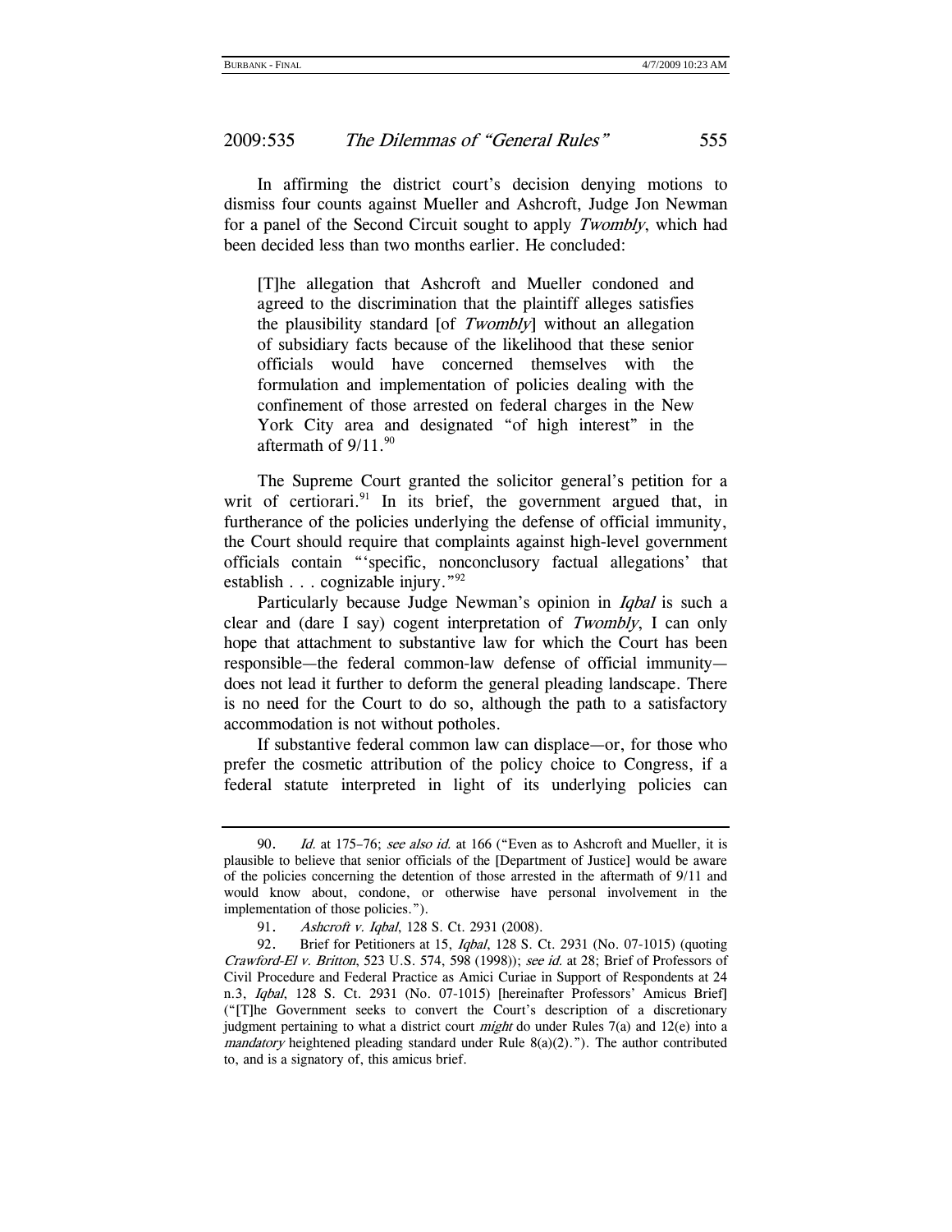In affirming the district court's decision denying motions to dismiss four counts against Mueller and Ashcroft, Judge Jon Newman for a panel of the Second Circuit sought to apply *Twombly*, which had been decided less than two months earlier. He concluded:

> [T]he allegation that Ashcroft and Mueller condoned and agreed to the discrimination that the plaintiff alleges satisfies the plausibility standard [of *Twombly*] without an allegation of subsidiary facts because of the likelihood that these senior officials would have concerned themselves with the formulation and implementation of policies dealing with the confinement of those arrested on federal charges in the New York City area and designated "of high interest" in the aftermath of 9/11.[90]

The Supreme Court granted the solicitor general's petition for a writ of certiorari.[91] In its brief, the government argued that, in furtherance of the policies underlying the defense of official immunity, the Court should require that complaints against high-level government officials contain "'specific, nonconclusory factual allegations' that establish . . . cognizable injury."[92]

Particularly because Judge Newman's opinion in *Iqbal* is such a clear and (dare I say) cogent interpretation of *Twombly*, I can only hope that attachment to substantive law for which the Court has been responsible—the federal common-law defense of official immunity—does not lead it further to deform the general pleading landscape. There is no need for the Court to do so, although the path to a satisfactory accommodation is not without potholes.

If substantive federal common law can displace—or, for those who prefer the cosmetic attribution of the policy choice to Congress, if a federal statute interpreted in light of its underlying policies can

---

90. *Id.* at 175–76; *see also id.* at 166 ("Even as to Ashcroft and Mueller, it is plausible to believe that senior officials of the [Department of Justice] would be aware of the policies concerning the detention of those arrested in the aftermath of 9/11 and would know about, condone, or otherwise have personal involvement in the implementation of those policies.").

91. *Ashcroft v. Iqbal*, 128 S. Ct. 2931 (2008).

92. Brief for Petitioners at 15, *Iqbal*, 128 S. Ct. 2931 (No. 07-1015) (quoting *Crawford-El v. Britton*, 523 U.S. 574, 598 (1998)); *see id.* at 28; Brief of Professors of Civil Procedure and Federal Practice as Amici Curiae in Support of Respondents at 24 n.3, *Iqbal*, 128 S. Ct. 2931 (No. 07-1015) [hereinafter Professors' Amicus Brief] ("[T]he Government seeks to convert the Court's description of a discretionary judgment pertaining to what a district court *might* do under Rules 7(a) and 12(e) into a *mandatory* heightened pleading standard under Rule 8(a)(2)."). The author contributed to, and is a signatory of, this amicus brief.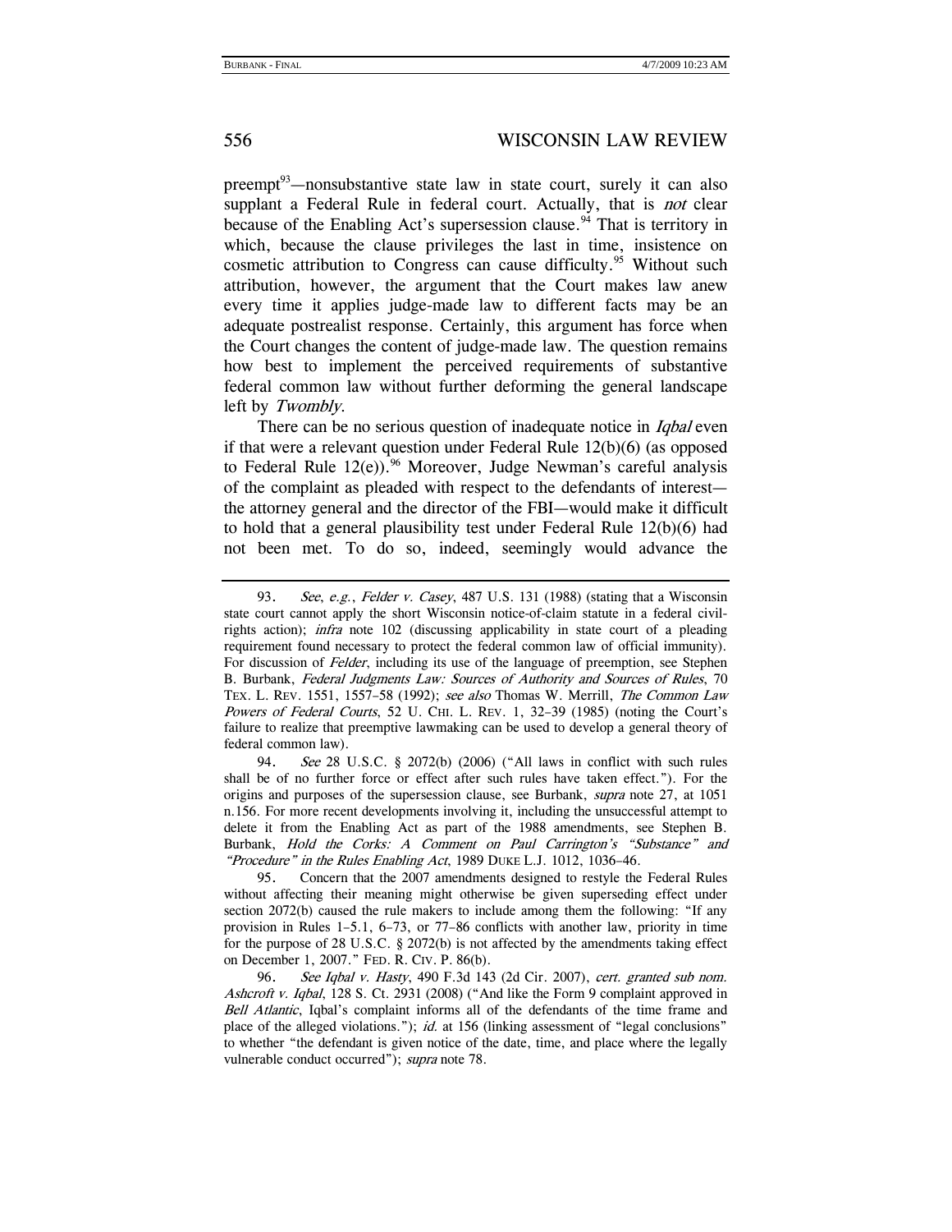preempt[93]—nonsubstantive state law in state court, surely it can also supplant a Federal Rule in federal court. Actually, that is *not* clear because of the Enabling Act's supersession clause.[94] That is territory in which, because the clause privileges the last in time, insistence on cosmetic attribution to Congress can cause difficulty.[95] Without such attribution, however, the argument that the Court makes law anew every time it applies judge-made law to different facts may be an adequate postrealist response. Certainly, this argument has force when the Court changes the content of judge-made law. The question remains how best to implement the perceived requirements of substantive federal common law without further deforming the general landscape left by *Twombly*.

There can be no serious question of inadequate notice in *Iqbal* even if that were a relevant question under Federal Rule 12(b)(6) (as opposed to Federal Rule 12(e)).[96] Moreover, Judge Newman's careful analysis of the complaint as pleaded with respect to the defendants of interest—the attorney general and the director of the FBI—would make it difficult to hold that a general plausibility test under Federal Rule 12(b)(6) had not been met. To do so, indeed, seemingly would advance the

---

93. *See, e.g.*, *Felder v. Casey*, 487 U.S. 131 (1988) (stating that a Wisconsin state court cannot apply the short Wisconsin notice-of-claim statute in a federal civil-rights action); *infra* note 102 (discussing applicability in state court of a pleading requirement found necessary to protect the federal common law of official immunity). For discussion of *Felder*, including its use of the language of preemption, see Stephen B. Burbank, *Federal Judgments Law: Sources of Authority and Sources of Rules*, 70 TEX. L. REV. 1551, 1557–58 (1992); *see also* Thomas W. Merrill, *The Common Law Powers of Federal Courts*, 52 U. CHI. L. REV. 1, 32–39 (1985) (noting the Court's failure to realize that preemptive lawmaking can be used to develop a general theory of federal common law).

94. *See* 28 U.S.C. § 2072(b) (2006) ("All laws in conflict with such rules shall be of no further force or effect after such rules have taken effect."). For the origins and purposes of the supersession clause, see Burbank, *supra* note 27, at 1051 n.156. For more recent developments involving it, including the unsuccessful attempt to delete it from the Enabling Act as part of the 1988 amendments, see Stephen B. Burbank, *Hold the Corks: A Comment on Paul Carrington's "Substance" and "Procedure" in the Rules Enabling Act*, 1989 DUKE L.J. 1012, 1036–46.

95. Concern that the 2007 amendments designed to restyle the Federal Rules without affecting their meaning might otherwise be given superseding effect under section 2072(b) caused the rule makers to include among them the following: "If any provision in Rules 1–5.1, 6–73, or 77–86 conflicts with another law, priority in time for the purpose of 28 U.S.C. § 2072(b) is not affected by the amendments taking effect on December 1, 2007." FED. R. CIV. P. 86(b).

96. *See Iqbal v. Hasty*, 490 F.3d 143 (2d Cir. 2007), *cert. granted sub nom. Ashcroft v. Iqbal*, 128 S. Ct. 2931 (2008) ("And like the Form 9 complaint approved in *Bell Atlantic*, Iqbal's complaint informs all of the defendants of the time frame and place of the alleged violations."); *id.* at 156 (linking assessment of "legal conclusions" to whether "the defendant is given notice of the date, time, and place where the legally vulnerable conduct occurred"); *supra* note 78.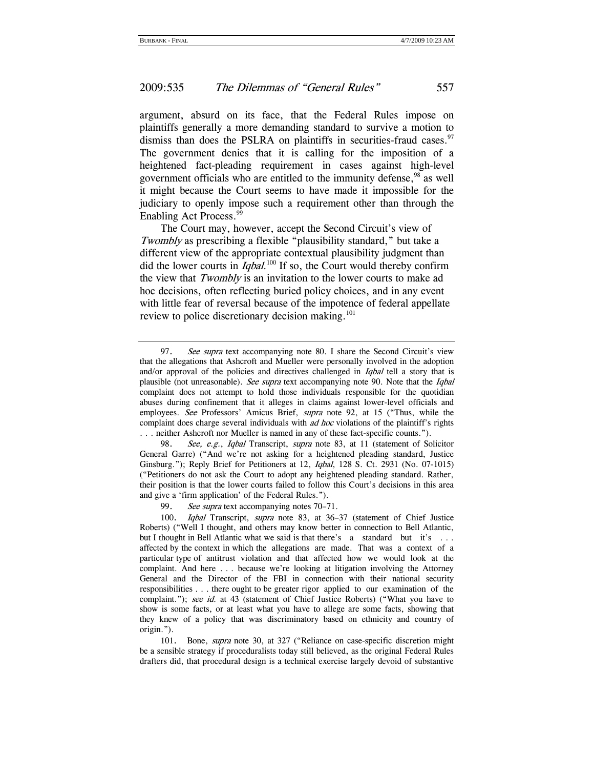argument, absurd on its face, that the Federal Rules impose on plaintiffs generally a more demanding standard to survive a motion to dismiss than does the PSLRA on plaintiffs in securities-fraud cases.[97] The government denies that it is calling for the imposition of a heightened fact-pleading requirement in cases against high-level government officials who are entitled to the immunity defense,[98] as well it might because the Court seems to have made it impossible for the judiciary to openly impose such a requirement other than through the Enabling Act Process.[99]

The Court may, however, accept the Second Circuit's view of *Twombly* as prescribing a flexible "plausibility standard," but take a different view of the appropriate contextual plausibility judgment than did the lower courts in *Iqbal*.[100] If so, the Court would thereby confirm the view that *Twombly* is an invitation to the lower courts to make ad hoc decisions, often reflecting buried policy choices, and in any event with little fear of reversal because of the impotence of federal appellate review to police discretionary decision making.[101]

---

97. *See supra* text accompanying note 80. I share the Second Circuit's view that the allegations that Ashcroft and Mueller were personally involved in the adoption and/or approval of the policies and directives challenged in *Iqbal* tell a story that is plausible (not unreasonable). *See supra* text accompanying note 90. Note that the *Iqbal* complaint does not attempt to hold those individuals responsible for the quotidian abuses during confinement that it alleges in claims against lower-level officials and employees. *See* Professors' Amicus Brief, *supra* note 92, at 15 ("Thus, while the complaint does charge several individuals with *ad hoc* violations of the plaintiff's rights . . . neither Ashcroft nor Mueller is named in any of these fact-specific counts.").

98. *See, e.g.*, *Iqbal* Transcript, *supra* note 83, at 11 (statement of Solicitor General Garre) ("And we're not asking for a heightened pleading standard, Justice Ginsburg."); Reply Brief for Petitioners at 12, *Iqbal*, 128 S. Ct. 2931 (No. 07-1015) ("Petitioners do not ask the Court to adopt any heightened pleading standard. Rather, their position is that the lower courts failed to follow this Court's decisions in this area and give a 'firm application' of the Federal Rules.").

99. *See supra* text accompanying notes 70–71.

100. *Iqbal* Transcript, *supra* note 83, at 36–37 (statement of Chief Justice Roberts) ("Well I thought, and others may know better in connection to Bell Atlantic, but I thought in Bell Atlantic what we said is that there's a standard but it's . . . affected by the context in which the allegations are made. That was a context of a particular type of antitrust violation and that affected how we would look at the complaint. And here . . . because we're looking at litigation involving the Attorney General and the Director of the FBI in connection with their national security responsibilities . . . there ought to be greater rigor applied to our examination of the complaint."); *see id.* at 43 (statement of Chief Justice Roberts) ("What you have to show is some facts, or at least what you have to allege are some facts, showing that they knew of a policy that was discriminatory based on ethnicity and country of origin.").

101. Bone, *supra* note 30, at 327 ("Reliance on case-specific discretion might be a sensible strategy if proceduralists today still believed, as the original Federal Rules drafters did, that procedural design is a technical exercise largely devoid of substantive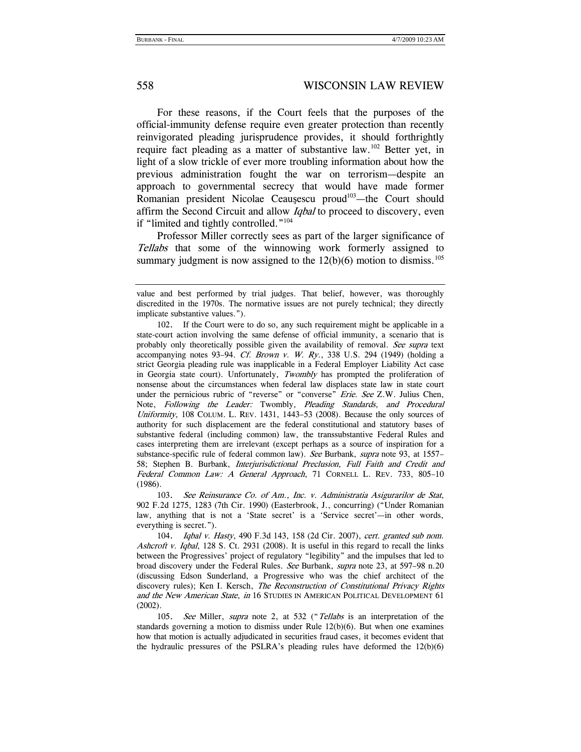For these reasons, if the Court feels that the purposes of the official-immunity defense require even greater protection than recently reinvigorated pleading jurisprudence provides, it should forthrightly require fact pleading as a matter of substantive law.[102] Better yet, in light of a slow trickle of ever more troubling information about how the previous administration fought the war on terrorism—despite an approach to governmental secrecy that would have made former Romanian president Nicolae Ceauşescu proud[103]—the Court should affirm the Second Circuit and allow *Iqbal* to proceed to discovery, even if "limited and tightly controlled."[104]

Professor Miller correctly sees as part of the larger significance of *Tellabs* that some of the winnowing work formerly assigned to summary judgment is now assigned to the 12(b)(6) motion to dismiss.[105]

---

value and best performed by trial judges. That belief, however, was thoroughly discredited in the 1970s. The normative issues are not purely technical; they directly implicate substantive values.").

102. If the Court were to do so, any such requirement might be applicable in a state-court action involving the same defense of official immunity, a scenario that is probably only theoretically possible given the availability of removal. *See supra* text accompanying notes 93–94. *Cf. Brown v. W. Ry.*, 338 U.S. 294 (1949) (holding a strict Georgia pleading rule was inapplicable in a Federal Employer Liability Act case in Georgia state court). Unfortunately, *Twombly* has prompted the proliferation of nonsense about the circumstances when federal law displaces state law in state court under the pernicious rubric of "reverse" or "converse" *Erie*. *See* Z.W. Julius Chen, Note, *Following the Leader:* Twombly*, Pleading Standards, and Procedural Uniformity*, 108 COLUM. L. REV. 1431, 1443–53 (2008). Because the only sources of authority for such displacement are the federal constitutional and statutory bases of substantive federal (including common) law, the transsubstantive Federal Rules and cases interpreting them are irrelevant (except perhaps as a source of inspiration for a substance-specific rule of federal common law). *See* Burbank, *supra* note 93, at 1557–58; Stephen B. Burbank, *Interjurisdictional Preclusion, Full Faith and Credit and Federal Common Law: A General Approach*, 71 CORNELL L. REV. 733, 805–10 (1986).

103. *See Reinsurance Co. of Am., Inc. v. Administratia Asigurarilor de Stat*, 902 F.2d 1275, 1283 (7th Cir. 1990) (Easterbrook, J., concurring) ("Under Romanian law, anything that is not a 'State secret' is a 'Service secret'—in other words, everything is secret.").

104. *Iqbal v. Hasty*, 490 F.3d 143, 158 (2d Cir. 2007), *cert. granted sub nom. Ashcroft v. Iqbal*, 128 S. Ct. 2931 (2008). It is useful in this regard to recall the links between the Progressives' project of regulatory "legibility" and the impulses that led to broad discovery under the Federal Rules. *See* Burbank, *supra* note 23, at 597–98 n.20 (discussing Edson Sunderland, a Progressive who was the chief architect of the discovery rules); Ken I. Kersch, *The Reconstruction of Constitutional Privacy Rights and the New American State*, *in* 16 STUDIES IN AMERICAN POLITICAL DEVELOPMENT 61 (2002).

105. *See* Miller, *supra* note 2, at 532 ("*Tellabs* is an interpretation of the standards governing a motion to dismiss under Rule 12(b)(6). But when one examines how that motion is actually adjudicated in securities fraud cases, it becomes evident that the hydraulic pressures of the PSLRA's pleading rules have deformed the 12(b)(6)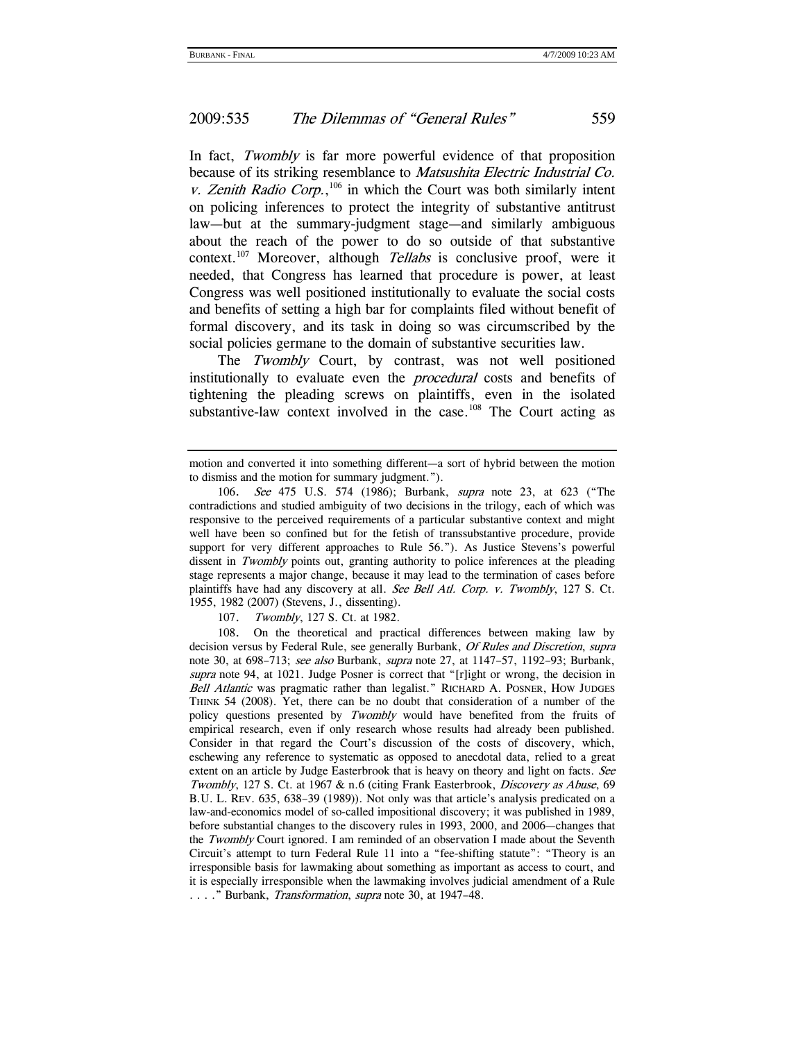In fact, *Twombly* is far more powerful evidence of that proposition because of its striking resemblance to *Matsushita Electric Industrial Co. v. Zenith Radio Corp.*,[106] in which the Court was both similarly intent on policing inferences to protect the integrity of substantive antitrust law—but at the summary-judgment stage—and similarly ambiguous about the reach of the power to do so outside of that substantive context.[107] Moreover, although *Tellabs* is conclusive proof, were it needed, that Congress has learned that procedure is power, at least Congress was well positioned institutionally to evaluate the social costs and benefits of setting a high bar for complaints filed without benefit of formal discovery, and its task in doing so was circumscribed by the social policies germane to the domain of substantive securities law.

The *Twombly* Court, by contrast, was not well positioned institutionally to evaluate even the *procedural* costs and benefits of tightening the pleading screws on plaintiffs, even in the isolated substantive-law context involved in the case.[108] The Court acting as

---

motion and converted it into something different—a sort of hybrid between the motion to dismiss and the motion for summary judgment.").

106. *See* 475 U.S. 574 (1986); Burbank, *supra* note 23, at 623 ("The contradictions and studied ambiguity of two decisions in the trilogy, each of which was responsive to the perceived requirements of a particular substantive context and might well have been so confined but for the fetish of transsubstantive procedure, provide support for very different approaches to Rule 56."). As Justice Stevens's powerful dissent in *Twombly* points out, granting authority to police inferences at the pleading stage represents a major change, because it may lead to the termination of cases before plaintiffs have had any discovery at all. *See Bell Atl. Corp. v. Twombly*, 127 S. Ct. 1955, 1982 (2007) (Stevens, J., dissenting).

107. *Twombly*, 127 S. Ct. at 1982.

108. On the theoretical and practical differences between making law by decision versus by Federal Rule, see generally Burbank, *Of Rules and Discretion*, *supra* note 30, at 698–713; *see also* Burbank, *supra* note 27, at 1147–57, 1192–93; Burbank, *supra* note 94, at 1021. Judge Posner is correct that "[r]ight or wrong, the decision in *Bell Atlantic* was pragmatic rather than legalist." RICHARD A. POSNER, HOW JUDGES THINK 54 (2008). Yet, there can be no doubt that consideration of a number of the policy questions presented by *Twombly* would have benefited from the fruits of empirical research, even if only research whose results had already been published. Consider in that regard the Court's discussion of the costs of discovery, which, eschewing any reference to systematic as opposed to anecdotal data, relied to a great extent on an article by Judge Easterbrook that is heavy on theory and light on facts. *See Twombly*, 127 S. Ct. at 1967 & n.6 (citing Frank Easterbrook, *Discovery as Abuse*, 69 B.U. L. REV. 635, 638–39 (1989)). Not only was that article's analysis predicated on a law-and-economics model of so-called impositional discovery; it was published in 1989, before substantial changes to the discovery rules in 1993, 2000, and 2006—changes that the *Twombly* Court ignored. I am reminded of an observation I made about the Seventh Circuit's attempt to turn Federal Rule 11 into a "fee-shifting statute": "Theory is an irresponsible basis for lawmaking about something as important as access to court, and it is especially irresponsible when the lawmaking involves judicial amendment of a Rule . . . ." Burbank, *Transformation*, *supra* note 30, at 1947–48.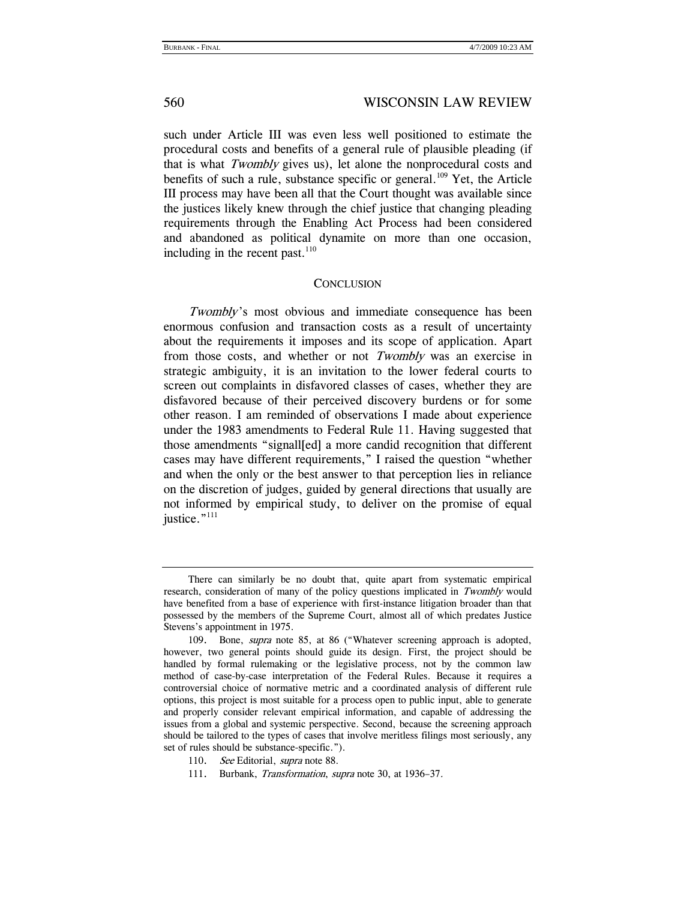such under Article III was even less well positioned to estimate the procedural costs and benefits of a general rule of plausible pleading (if that is what *Twombly* gives us), let alone the nonprocedural costs and benefits of such a rule, substance specific or general.[109] Yet, the Article III process may have been all that the Court thought was available since the justices likely knew through the chief justice that changing pleading requirements through the Enabling Act Process had been considered and abandoned as political dynamite on more than one occasion, including in the recent past.[110]

## CONCLUSION

*Twombly*'s most obvious and immediate consequence has been enormous confusion and transaction costs as a result of uncertainty about the requirements it imposes and its scope of application. Apart from those costs, and whether or not *Twombly* was an exercise in strategic ambiguity, it is an invitation to the lower federal courts to screen out complaints in disfavored classes of cases, whether they are disfavored because of their perceived discovery burdens or for some other reason. I am reminded of observations I made about experience under the 1983 amendments to Federal Rule 11. Having suggested that those amendments "signall[ed] a more candid recognition that different cases may have different requirements," I raised the question "whether and when the only or the best answer to that perception lies in reliance on the discretion of judges, guided by general directions that usually are not informed by empirical study, to deliver on the promise of equal justice."[111]

---

There can similarly be no doubt that, quite apart from systematic empirical research, consideration of many of the policy questions implicated in *Twombly* would have benefited from a base of experience with first-instance litigation broader than that possessed by the members of the Supreme Court, almost all of which predates Justice Stevens's appointment in 1975.

109. Bone, *supra* note 85, at 86 ("Whatever screening approach is adopted, however, two general points should guide its design. First, the project should be handled by formal rulemaking or the legislative process, not by the common law method of case-by-case interpretation of the Federal Rules. Because it requires a controversial choice of normative metric and a coordinated analysis of different rule options, this project is most suitable for a process open to public input, able to generate and properly consider relevant empirical information, and capable of addressing the issues from a global and systemic perspective. Second, because the screening approach should be tailored to the types of cases that involve meritless filings most seriously, any set of rules should be substance-specific.").

110. *See* Editorial, *supra* note 88.

111. Burbank, *Transformation*, *supra* note 30, at 1936–37.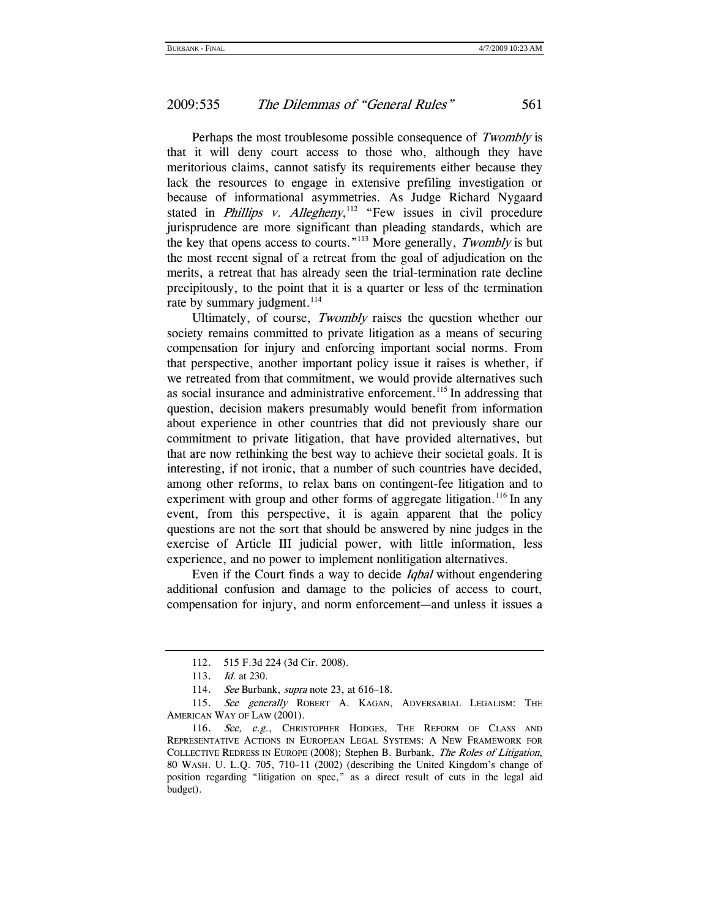Perhaps the most troublesome possible consequence of *Twombly* is that it will deny court access to those who, although they have meritorious claims, cannot satisfy its requirements either because they lack the resources to engage in extensive prefiling investigation or because of informational asymmetries. As Judge Richard Nygaard stated in *Phillips v. Allegheny*,[112] "Few issues in civil procedure jurisprudence are more significant than pleading standards, which are the key that opens access to courts."[113] More generally, *Twombly* is but the most recent signal of a retreat from the goal of adjudication on the merits, a retreat that has already seen the trial-termination rate decline precipitously, to the point that it is a quarter or less of the termination rate by summary judgment.[114]

Ultimately, of course, *Twombly* raises the question whether our society remains committed to private litigation as a means of securing compensation for injury and enforcing important social norms. From that perspective, another important policy issue it raises is whether, if we retreated from that commitment, we would provide alternatives such as social insurance and administrative enforcement.[115] In addressing that question, decision makers presumably would benefit from information about experience in other countries that did not previously share our commitment to private litigation, that have provided alternatives, but that are now rethinking the best way to achieve their societal goals. It is interesting, if not ironic, that a number of such countries have decided, among other reforms, to relax bans on contingent-fee litigation and to experiment with group and other forms of aggregate litigation.[116] In any event, from this perspective, it is again apparent that the policy questions are not the sort that should be answered by nine judges in the exercise of Article III judicial power, with little information, less experience, and no power to implement nonlitigation alternatives.

Even if the Court finds a way to decide *Iqbal* without engendering additional confusion and damage to the policies of access to court, compensation for injury, and norm enforcement—and unless it issues a

---

112. 515 F.3d 224 (3d Cir. 2008).

113. *Id.* at 230.

114. *See* Burbank, *supra* note 23, at 616–18.

115. *See generally* ROBERT A. KAGAN, ADVERSARIAL LEGALISM: THE AMERICAN WAY OF LAW (2001).

116. *See, e.g.*, CHRISTOPHER HODGES, THE REFORM OF CLASS AND REPRESENTATIVE ACTIONS IN EUROPEAN LEGAL SYSTEMS: A NEW FRAMEWORK FOR COLLECTIVE REDRESS IN EUROPE (2008); Stephen B. Burbank, *The Roles of Litigation*, 80 WASH. U. L.Q. 705, 710–11 (2002) (describing the United Kingdom's change of position regarding "litigation on spec," as a direct result of cuts in the legal aid budget).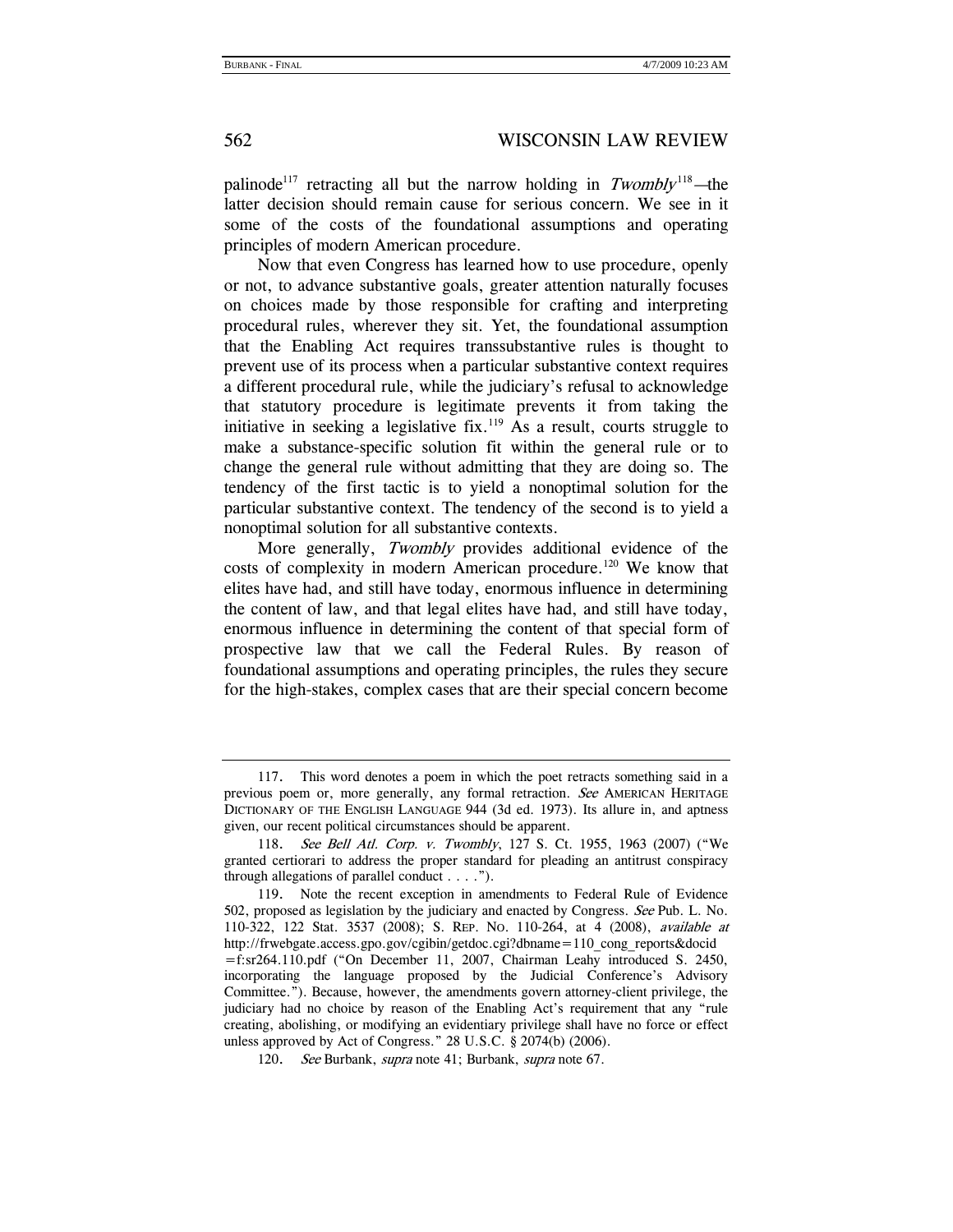palinode[117] retracting all but the narrow holding in *Twombly*[118]—the latter decision should remain cause for serious concern. We see in it some of the costs of the foundational assumptions and operating principles of modern American procedure.

Now that even Congress has learned how to use procedure, openly or not, to advance substantive goals, greater attention naturally focuses on choices made by those responsible for crafting and interpreting procedural rules, wherever they sit. Yet, the foundational assumption that the Enabling Act requires transsubstantive rules is thought to prevent use of its process when a particular substantive context requires a different procedural rule, while the judiciary's refusal to acknowledge that statutory procedure is legitimate prevents it from taking the initiative in seeking a legislative fix.[119] As a result, courts struggle to make a substance-specific solution fit within the general rule or to change the general rule without admitting that they are doing so. The tendency of the first tactic is to yield a nonoptimal solution for the particular substantive context. The tendency of the second is to yield a nonoptimal solution for all substantive contexts.

More generally, *Twombly* provides additional evidence of the costs of complexity in modern American procedure.[120] We know that elites have had, and still have today, enormous influence in determining the content of law, and that legal elites have had, and still have today, enormous influence in determining the content of that special form of prospective law that we call the Federal Rules. By reason of foundational assumptions and operating principles, the rules they secure for the high-stakes, complex cases that are their special concern become

---

117. This word denotes a poem in which the poet retracts something said in a previous poem or, more generally, any formal retraction. *See* AMERICAN HERITAGE DICTIONARY OF THE ENGLISH LANGUAGE 944 (3d ed. 1973). Its allure in, and aptness given, our recent political circumstances should be apparent.

118. *See Bell Atl. Corp. v. Twombly*, 127 S. Ct. 1955, 1963 (2007) ("We granted certiorari to address the proper standard for pleading an antitrust conspiracy through allegations of parallel conduct . . . .").

119. Note the recent exception in amendments to Federal Rule of Evidence 502, proposed as legislation by the judiciary and enacted by Congress. *See* Pub. L. No. 110-322, 122 Stat. 3537 (2008); S. REP. NO. 110-264, at 4 (2008), *available at* http://frwebgate.access.gpo.gov/cgibin/getdoc.cgi?dbname=110_cong_reports&docid=f:sr264.110.pdf ("On December 11, 2007, Chairman Leahy introduced S. 2450, incorporating the language proposed by the Judicial Conference's Advisory Committee."). Because, however, the amendments govern attorney-client privilege, the judiciary had no choice by reason of the Enabling Act's requirement that any "rule creating, abolishing, or modifying an evidentiary privilege shall have no force or effect unless approved by Act of Congress." 28 U.S.C. § 2074(b) (2006).

120. *See* Burbank, *supra* note 41; Burbank, *supra* note 67.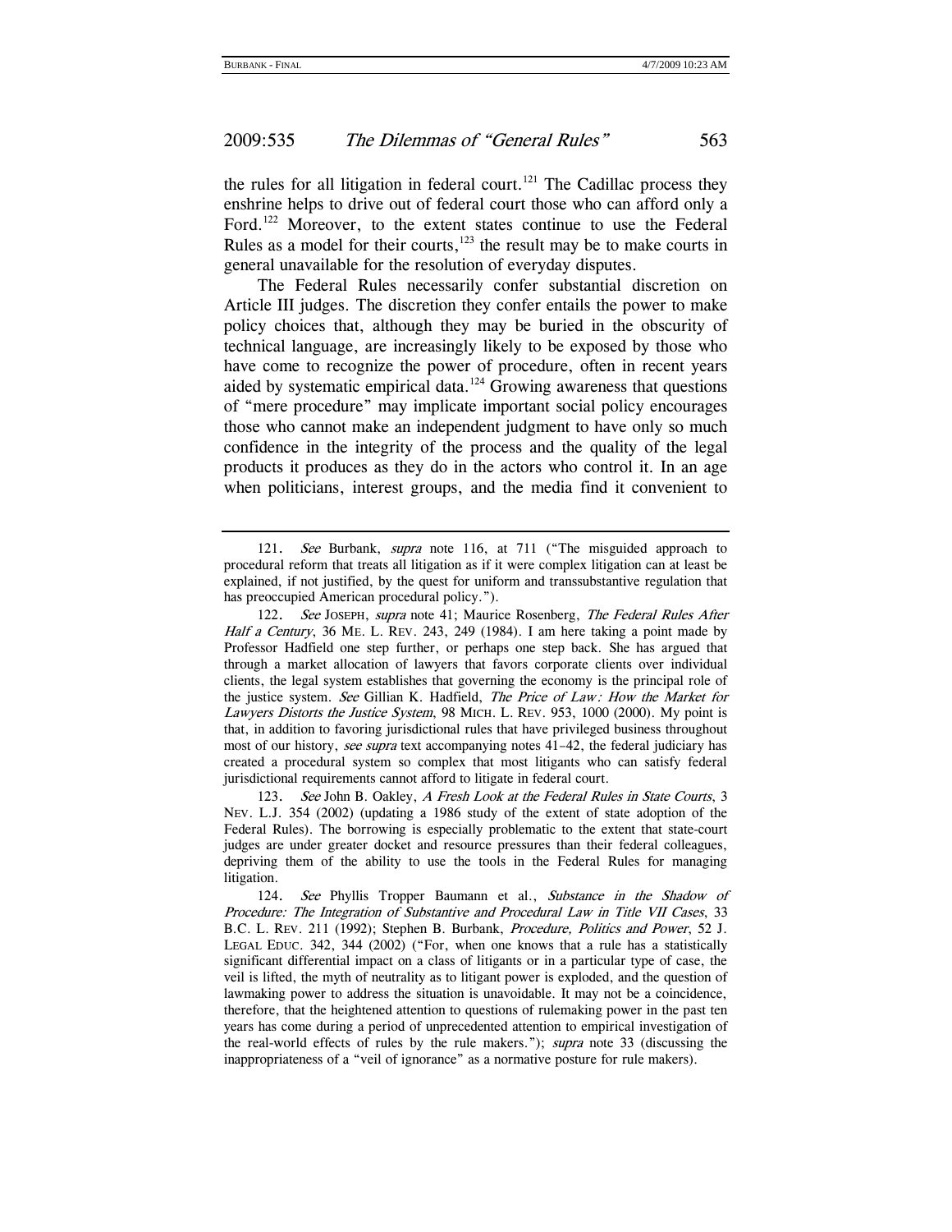the rules for all litigation in federal court.[121] The Cadillac process they enshrine helps to drive out of federal court those who can afford only a Ford.[122] Moreover, to the extent states continue to use the Federal Rules as a model for their courts,[123] the result may be to make courts in general unavailable for the resolution of everyday disputes.

The Federal Rules necessarily confer substantial discretion on Article III judges. The discretion they confer entails the power to make policy choices that, although they may be buried in the obscurity of technical language, are increasingly likely to be exposed by those who have come to recognize the power of procedure, often in recent years aided by systematic empirical data.[124] Growing awareness that questions of "mere procedure" may implicate important social policy encourages those who cannot make an independent judgment to have only so much confidence in the integrity of the process and the quality of the legal products it produces as they do in the actors who control it. In an age when politicians, interest groups, and the media find it convenient to

---

121. *See* Burbank, *supra* note 116, at 711 ("The misguided approach to procedural reform that treats all litigation as if it were complex litigation can at least be explained, if not justified, by the quest for uniform and transsubstantive regulation that has preoccupied American procedural policy.").

122. *See* JOSEPH, *supra* note 41; Maurice Rosenberg, *The Federal Rules After Half a Century*, 36 ME. L. REV. 243, 249 (1984). I am here taking a point made by Professor Hadfield one step further, or perhaps one step back. She has argued that through a market allocation of lawyers that favors corporate clients over individual clients, the legal system establishes that governing the economy is the principal role of the justice system. *See* Gillian K. Hadfield, *The Price of Law: How the Market for Lawyers Distorts the Justice System*, 98 MICH. L. REV. 953, 1000 (2000). My point is that, in addition to favoring jurisdictional rules that have privileged business throughout most of our history, *see supra* text accompanying notes 41–42, the federal judiciary has created a procedural system so complex that most litigants who can satisfy federal jurisdictional requirements cannot afford to litigate in federal court.

123. *See* John B. Oakley, *A Fresh Look at the Federal Rules in State Courts*, 3 NEV. L.J. 354 (2002) (updating a 1986 study of the extent of state adoption of the Federal Rules). The borrowing is especially problematic to the extent that state-court judges are under greater docket and resource pressures than their federal colleagues, depriving them of the ability to use the tools in the Federal Rules for managing litigation.

124. *See* Phyllis Tropper Baumann et al., *Substance in the Shadow of Procedure: The Integration of Substantive and Procedural Law in Title VII Cases*, 33 B.C. L. REV. 211 (1992); Stephen B. Burbank, *Procedure, Politics and Power*, 52 J. LEGAL EDUC. 342, 344 (2002) ("For, when one knows that a rule has a statistically significant differential impact on a class of litigants or in a particular type of case, the veil is lifted, the myth of neutrality as to litigant power is exploded, and the question of lawmaking power to address the situation is unavoidable. It may not be a coincidence, therefore, that the heightened attention to questions of rulemaking power in the past ten years has come during a period of unprecedented attention to empirical investigation of the real-world effects of rules by the rule makers."); *supra* note 33 (discussing the inappropriateness of a "veil of ignorance" as a normative posture for rule makers).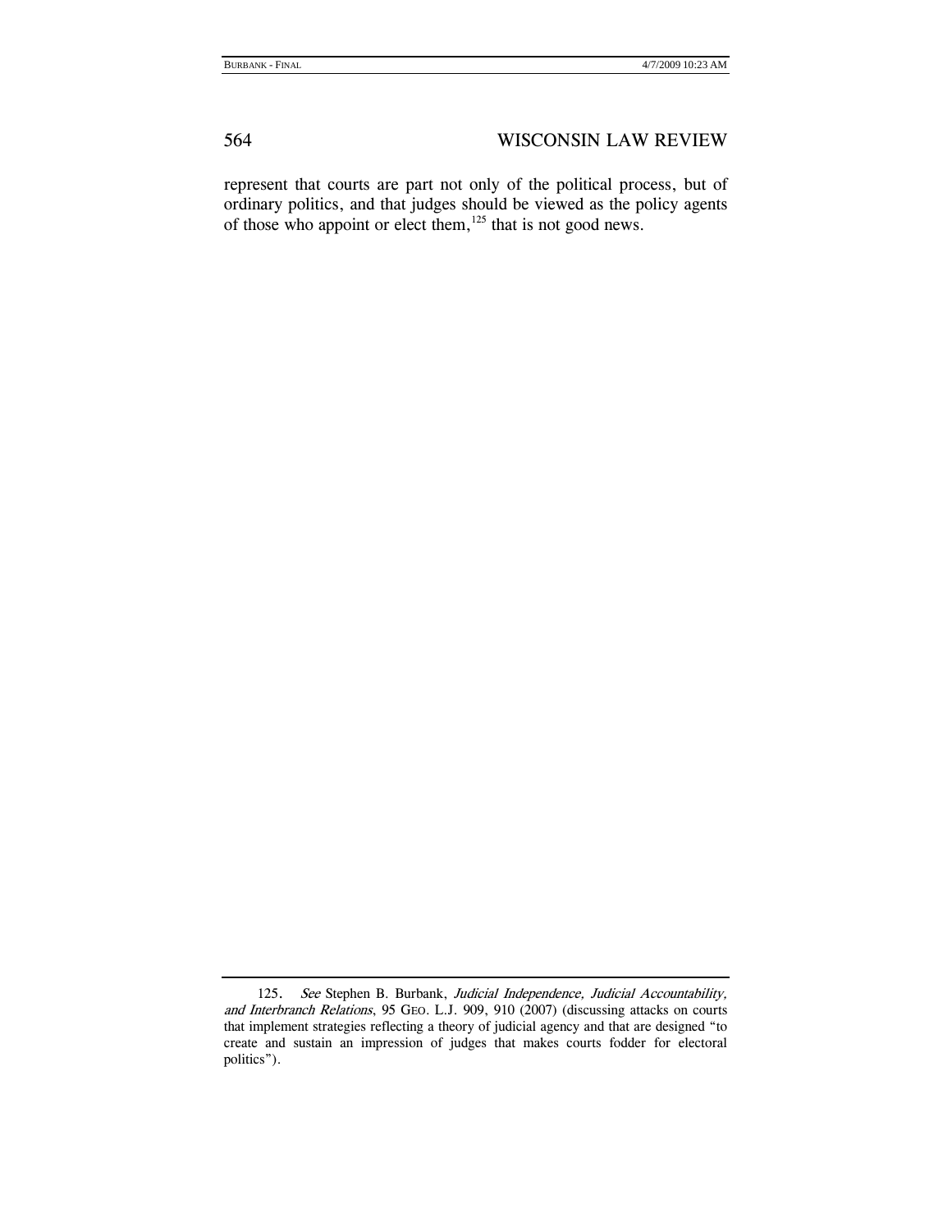represent that courts are part not only of the political process, but of ordinary politics, and that judges should be viewed as the policy agents of those who appoint or elect them,[125] that is not good news.

---

125. *See* Stephen B. Burbank, *Judicial Independence, Judicial Accountability, and Interbranch Relations*, 95 GEO. L.J. 909, 910 (2007) (discussing attacks on courts that implement strategies reflecting a theory of judicial agency and that are designed "to create and sustain an impression of judges that makes courts fodder for electoral politics").